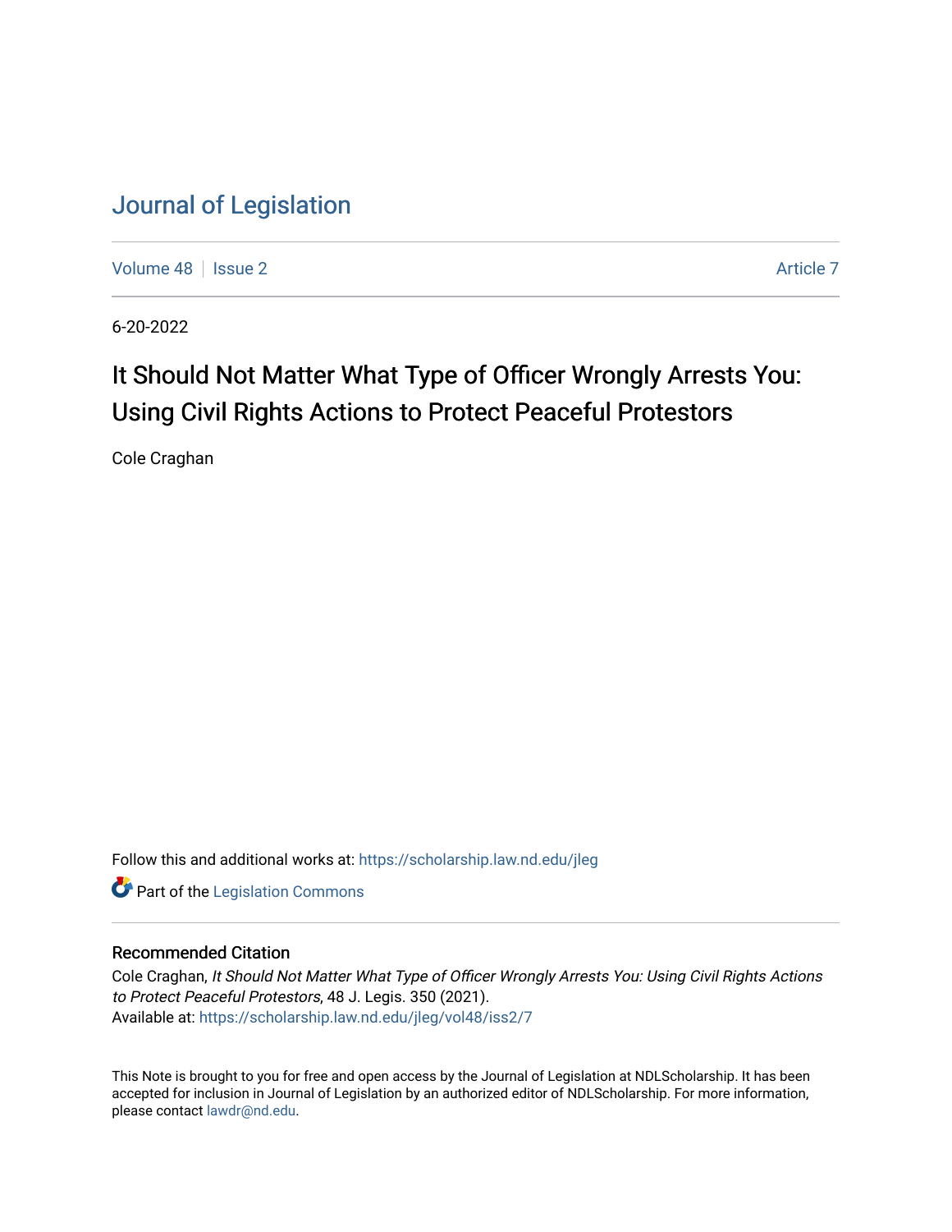# Journal of Legislation

Volume 48 | Issue 2 | Article 7

6-20-2022

## It Should Not Matter What Type of Officer Wrongly Arrests You: Using Civil Rights Actions to Protect Peaceful Protestors

Cole Craghan

Follow this and additional works at: https://scholarship.law.nd.edu/jleg

Part of the Legislation Commons

### Recommended Citation

Cole Craghan, *It Should Not Matter What Type of Officer Wrongly Arrests You: Using Civil Rights Actions to Protect Peaceful Protestors*, 48 J. Legis. 350 (2021).
Available at: https://scholarship.law.nd.edu/jleg/vol48/iss2/7

This Note is brought to you for free and open access by the Journal of Legislation at NDLScholarship. It has been accepted for inclusion in Journal of Legislation by an authorized editor of NDLScholarship. For more information, please contact lawdr@nd.edu.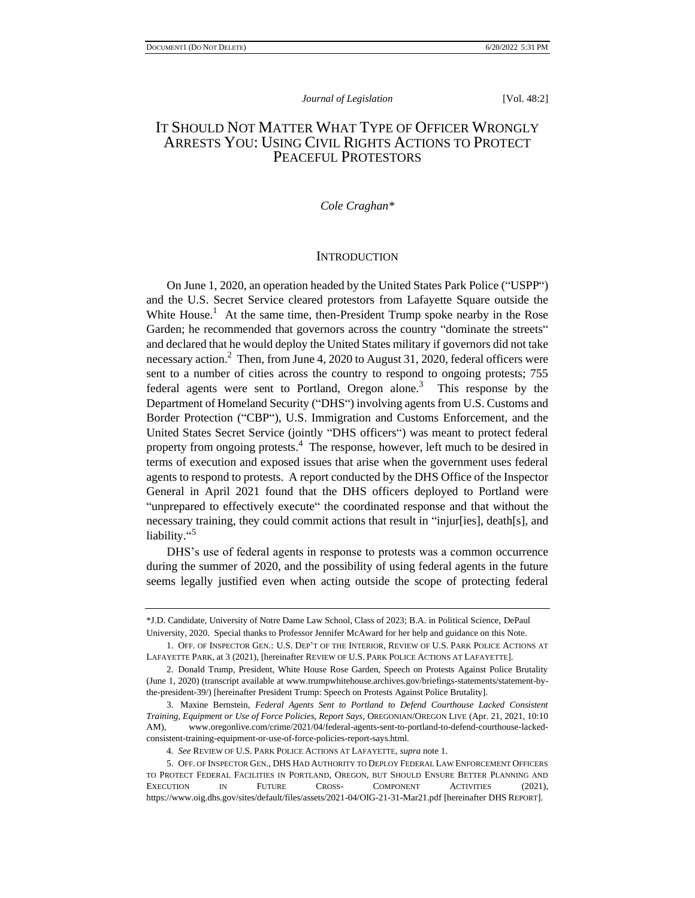# IT SHOULD NOT MATTER WHAT TYPE OF OFFICER WRONGLY ARRESTS YOU: USING CIVIL RIGHTS ACTIONS TO PROTECT PEACEFUL PROTESTORS

*Cole Craghan\**

## INTRODUCTION

On June 1, 2020, an operation headed by the United States Park Police ("USPP") and the U.S. Secret Service cleared protestors from Lafayette Square outside the White House.[1] At the same time, then-President Trump spoke nearby in the Rose Garden; he recommended that governors across the country "dominate the streets" and declared that he would deploy the United States military if governors did not take necessary action.[2] Then, from June 4, 2020 to August 31, 2020, federal officers were sent to a number of cities across the country to respond to ongoing protests; 755 federal agents were sent to Portland, Oregon alone.[3] This response by the Department of Homeland Security ("DHS") involving agents from U.S. Customs and Border Protection ("CBP"), U.S. Immigration and Customs Enforcement, and the United States Secret Service (jointly "DHS officers") was meant to protect federal property from ongoing protests.[4] The response, however, left much to be desired in terms of execution and exposed issues that arise when the government uses federal agents to respond to protests. A report conducted by the DHS Office of the Inspector General in April 2021 found that the DHS officers deployed to Portland were "unprepared to effectively execute" the coordinated response and that without the necessary training, they could commit actions that result in "injur[ies], death[s], and liability."[5]

DHS's use of federal agents in response to protests was a common occurrence during the summer of 2020, and the possibility of using federal agents in the future seems legally justified even when acting outside the scope of protecting federal

---

\*J.D. Candidate, University of Notre Dame Law School, Class of 2023; B.A. in Political Science, DePaul University, 2020. Special thanks to Professor Jennifer McAward for her help and guidance on this Note.

1. OFF. OF INSPECTOR GEN.: U.S. DEP'T OF THE INTERIOR, REVIEW OF U.S. PARK POLICE ACTIONS AT LAFAYETTE PARK, at 3 (2021), [hereinafter REVIEW OF U.S. PARK POLICE ACTIONS AT LAFAYETTE].

2. Donald Trump, President, White House Rose Garden, Speech on Protests Against Police Brutality (June 1, 2020) (transcript available at www.trumpwhitehouse.archives.gov/briefings-statements/statement-by-the-president-39/) [hereinafter President Trump: Speech on Protests Against Police Brutality].

3. Maxine Bernstein, *Federal Agents Sent to Portland to Defend Courthouse Lacked Consistent Training, Equipment or Use of Force Policies, Report Says*, OREGONIAN/OREGON LIVE (Apr. 21, 2021, 10:10 AM), www.oregonlive.com/crime/2021/04/federal-agents-sent-to-portland-to-defend-courthouse-lacked-consistent-training-equipment-or-use-of-force-policies-report-says.html.

4. *See* REVIEW OF U.S. PARK POLICE ACTIONS AT LAFAYETTE, *supra* note 1.

5. OFF. OF INSPECTOR GEN., DHS HAD AUTHORITY TO DEPLOY FEDERAL LAW ENFORCEMENT OFFICERS TO PROTECT FEDERAL FACILITIES IN PORTLAND, OREGON, BUT SHOULD ENSURE BETTER PLANNING AND EXECUTION IN FUTURE CROSS- COMPONENT ACTIVITIES (2021), https://www.oig.dhs.gov/sites/default/files/assets/2021-04/OIG-21-31-Mar21.pdf [hereinafter DHS REPORT].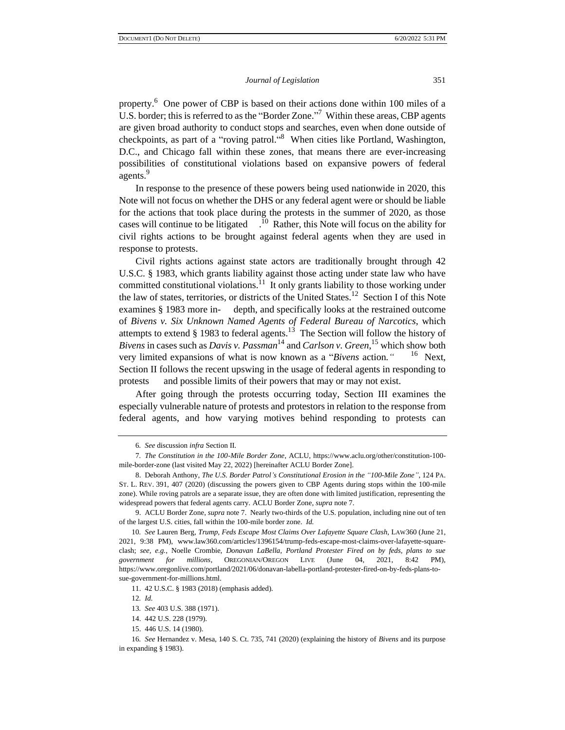property.[6] One power of CBP is based on their actions done within 100 miles of a U.S. border; this is referred to as the "Border Zone."[7] Within these areas, CBP agents are given broad authority to conduct stops and searches, even when done outside of checkpoints, as part of a "roving patrol."[8] When cities like Portland, Washington, D.C., and Chicago fall within these zones, that means there are ever-increasing possibilities of constitutional violations based on expansive powers of federal agents.[9]

In response to the presence of these powers being used nationwide in 2020, this Note will not focus on whether the DHS or any federal agent were or should be liable for the actions that took place during the protests in the summer of 2020, as those cases will continue to be litigated.[10] Rather, this Note will focus on the ability for civil rights actions to be brought against federal agents when they are used in response to protests.

Civil rights actions against state actors are traditionally brought through 42 U.S.C. § 1983, which grants liability against those acting under state law who have committed constitutional violations.[11] It only grants liability to those working under the law of states, territories, or districts of the United States.[12] Section I of this Note examines § 1983 more in-depth, and specifically looks at the restrained outcome of *Bivens v. Six Unknown Named Agents of Federal Bureau of Narcotics*, which attempts to extend § 1983 to federal agents.[13] The Section will follow the history of *Bivens* in cases such as *Davis v. Passman*[14] and *Carlson v. Green*,[15] which show both very limited expansions of what is now known as a "*Bivens* action."[16] Next, Section II follows the recent upswing in the usage of federal agents in responding to protests and possible limits of their powers that may or may not exist.

After going through the protests occurring today, Section III examines the especially vulnerable nature of protests and protestors in relation to the response from federal agents, and how varying motives behind responding to protests can

---

6. *See* discussion *infra* Section II.

7. *The Constitution in the 100-Mile Border Zone*, ACLU, https://www.aclu.org/other/constitution-100-mile-border-zone (last visited May 22, 2022) [hereinafter ACLU Border Zone].

8. Deborah Anthony, *The U.S. Border Patrol's Constitutional Erosion in the "100-Mile Zone"*, 124 PA. ST. L. REV. 391, 407 (2020) (discussing the powers given to CBP Agents during stops within the 100-mile zone). While roving patrols are a separate issue, they are often done with limited justification, representing the widespread powers that federal agents carry. ACLU Border Zone, *supra* note 7.

9. ACLU Border Zone, *supra* note 7. Nearly two-thirds of the U.S. population, including nine out of ten of the largest U.S. cities, fall within the 100-mile border zone. *Id.*

10. *See* Lauren Berg, *Trump, Feds Escape Most Claims Over Lafayette Square Clash*, LAW360 (June 21, 2021, 9:38 PM), www.law360.com/articles/1396154/trump-feds-escape-most-claims-over-lafayette-square-clash; *see, e.g.*, Noelle Crombie, *Donavan LaBella, Portland Protester Fired on by feds, plans to sue government for millions*, OREGONIAN/OREGON LIVE (June 04, 2021, 8:42 PM), https://www.oregonlive.com/portland/2021/06/donavan-labella-portland-protester-fired-on-by-feds-plans-to-sue-government-for-millions.html.

11. 42 U.S.C. § 1983 (2018) (emphasis added).

12. *Id.*

13. *See* 403 U.S. 388 (1971).

14. 442 U.S. 228 (1979).

15. 446 U.S. 14 (1980).

16. *See* Hernandez v. Mesa, 140 S. Ct. 735, 741 (2020) (explaining the history of *Bivens* and its purpose in expanding § 1983).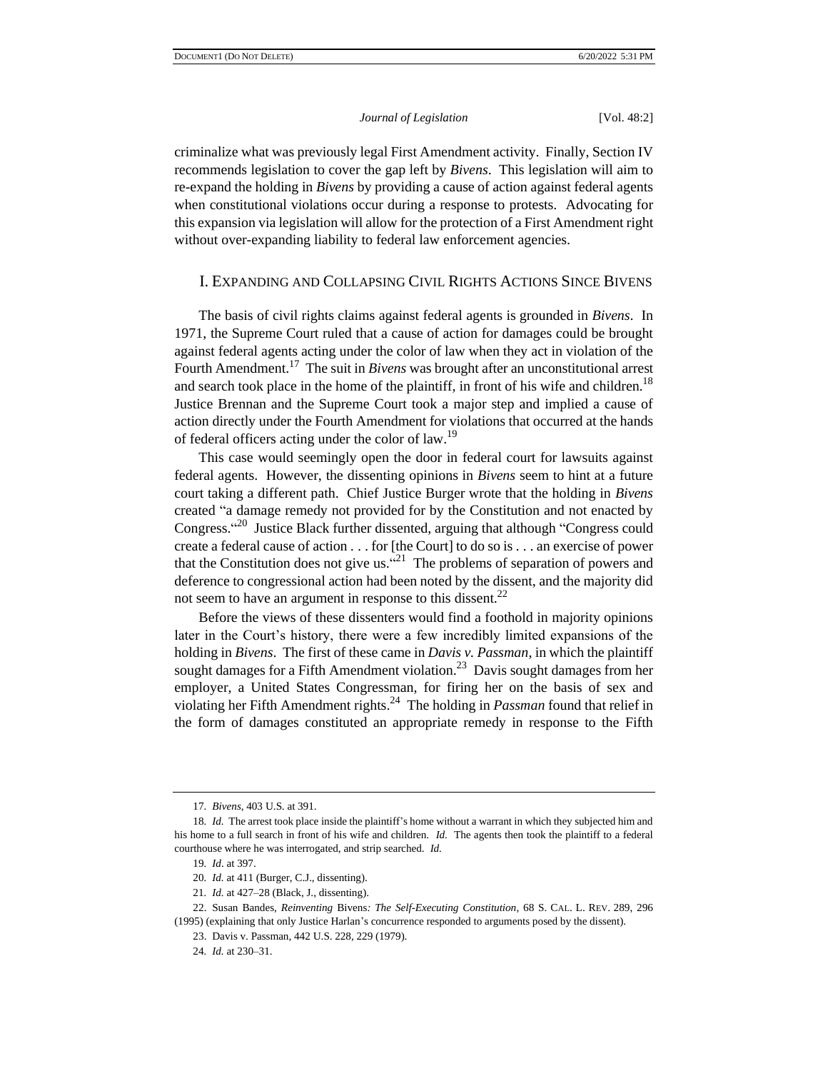criminalize what was previously legal First Amendment activity. Finally, Section IV recommends legislation to cover the gap left by *Bivens*. This legislation will aim to re-expand the holding in *Bivens* by providing a cause of action against federal agents when constitutional violations occur during a response to protests. Advocating for this expansion via legislation will allow for the protection of a First Amendment right without over-expanding liability to federal law enforcement agencies.

## I. EXPANDING AND COLLAPSING CIVIL RIGHTS ACTIONS SINCE BIVENS

The basis of civil rights claims against federal agents is grounded in *Bivens*. In 1971, the Supreme Court ruled that a cause of action for damages could be brought against federal agents acting under the color of law when they act in violation of the Fourth Amendment.[17] The suit in *Bivens* was brought after an unconstitutional arrest and search took place in the home of the plaintiff, in front of his wife and children.[18] Justice Brennan and the Supreme Court took a major step and implied a cause of action directly under the Fourth Amendment for violations that occurred at the hands of federal officers acting under the color of law.[19]

This case would seemingly open the door in federal court for lawsuits against federal agents. However, the dissenting opinions in *Bivens* seem to hint at a future court taking a different path. Chief Justice Burger wrote that the holding in *Bivens* created "a damage remedy not provided for by the Constitution and not enacted by Congress."[20] Justice Black further dissented, arguing that although "Congress could create a federal cause of action . . . for [the Court] to do so is . . . an exercise of power that the Constitution does not give us."[21] The problems of separation of powers and deference to congressional action had been noted by the dissent, and the majority did not seem to have an argument in response to this dissent.[22]

Before the views of these dissenters would find a foothold in majority opinions later in the Court's history, there were a few incredibly limited expansions of the holding in *Bivens*. The first of these came in *Davis v. Passman*, in which the plaintiff sought damages for a Fifth Amendment violation.[23] Davis sought damages from her employer, a United States Congressman, for firing her on the basis of sex and violating her Fifth Amendment rights.[24] The holding in *Passman* found that relief in the form of damages constituted an appropriate remedy in response to the Fifth

---

17. *Bivens*, 403 U.S. at 391.

18. *Id.* The arrest took place inside the plaintiff's home without a warrant in which they subjected him and his home to a full search in front of his wife and children. *Id.* The agents then took the plaintiff to a federal courthouse where he was interrogated, and strip searched. *Id.*

19. *Id*. at 397.

20. *Id.* at 411 (Burger, C.J., dissenting).

21. *Id.* at 427–28 (Black, J., dissenting).

22. Susan Bandes, *Reinventing* Bivens*: The Self-Executing Constitution*, 68 S. CAL. L. REV. 289, 296 (1995) (explaining that only Justice Harlan's concurrence responded to arguments posed by the dissent).

23. Davis v. Passman, 442 U.S. 228, 229 (1979).

24. *Id.* at 230–31.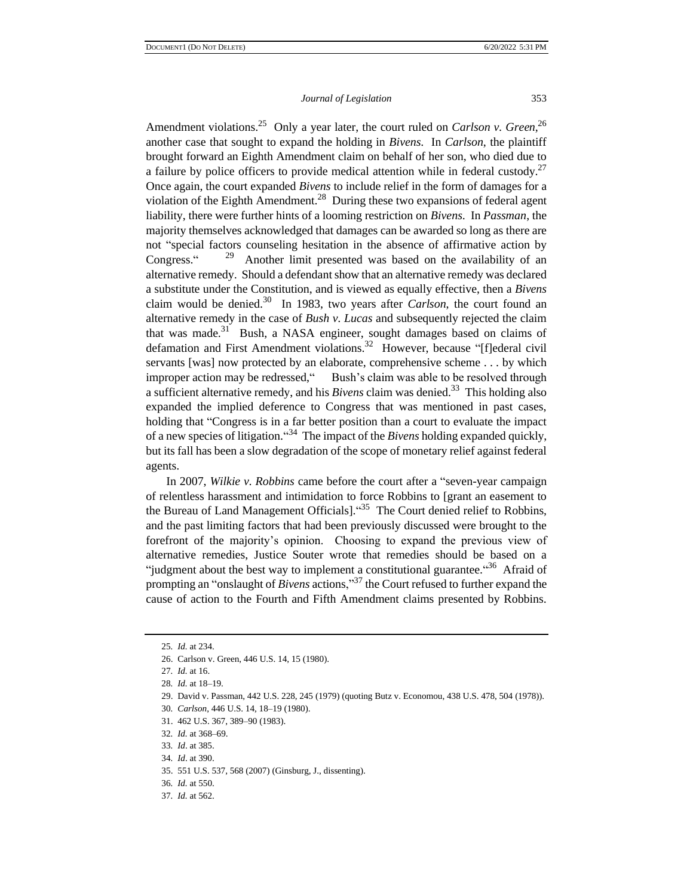Amendment violations.[25] Only a year later, the court ruled on *Carlson v. Green*,[26] another case that sought to expand the holding in *Bivens*. In *Carlson*, the plaintiff brought forward an Eighth Amendment claim on behalf of her son, who died due to a failure by police officers to provide medical attention while in federal custody.[27] Once again, the court expanded *Bivens* to include relief in the form of damages for a violation of the Eighth Amendment.[28] During these two expansions of federal agent liability, there were further hints of a looming restriction on *Bivens*. In *Passman*, the majority themselves acknowledged that damages can be awarded so long as there are not "special factors counseling hesitation in the absence of affirmative action by Congress."[29] Another limit presented was based on the availability of an alternative remedy. Should a defendant show that an alternative remedy was declared a substitute under the Constitution, and is viewed as equally effective, then a *Bivens* claim would be denied.[30] In 1983, two years after *Carlson*, the court found an alternative remedy in the case of *Bush v. Lucas* and subsequently rejected the claim that was made.[31] Bush, a NASA engineer, sought damages based on claims of defamation and First Amendment violations.[32] However, because "[f]ederal civil servants [was] now protected by an elaborate, comprehensive scheme . . . by which improper action may be redressed," Bush's claim was able to be resolved through a sufficient alternative remedy, and his *Bivens* claim was denied.[33] This holding also expanded the implied deference to Congress that was mentioned in past cases, holding that "Congress is in a far better position than a court to evaluate the impact of a new species of litigation."[34] The impact of the *Bivens* holding expanded quickly, but its fall has been a slow degradation of the scope of monetary relief against federal agents.

In 2007, *Wilkie v. Robbins* came before the court after a "seven-year campaign of relentless harassment and intimidation to force Robbins to [grant an easement to the Bureau of Land Management Officials]."[35] The Court denied relief to Robbins, and the past limiting factors that had been previously discussed were brought to the forefront of the majority's opinion. Choosing to expand the previous view of alternative remedies, Justice Souter wrote that remedies should be based on a "judgment about the best way to implement a constitutional guarantee."[36] Afraid of prompting an "onslaught of *Bivens* actions,"[37] the Court refused to further expand the cause of action to the Fourth and Fifth Amendment claims presented by Robbins.

---

25. *Id.* at 234.
26. Carlson v. Green, 446 U.S. 14, 15 (1980).
27. *Id.* at 16.
28. *Id.* at 18–19.
29. David v. Passman, 442 U.S. 228, 245 (1979) (quoting Butz v. Economou, 438 U.S. 478, 504 (1978)).
30. *Carlson*, 446 U.S. 14, 18–19 (1980).
31. 462 U.S. 367, 389–90 (1983).
32. *Id.* at 368–69.
33. *Id*. at 385.
34. *Id*. at 390.
35. 551 U.S. 537, 568 (2007) (Ginsburg, J., dissenting).
36. *Id.* at 550.
37. *Id.* at 562.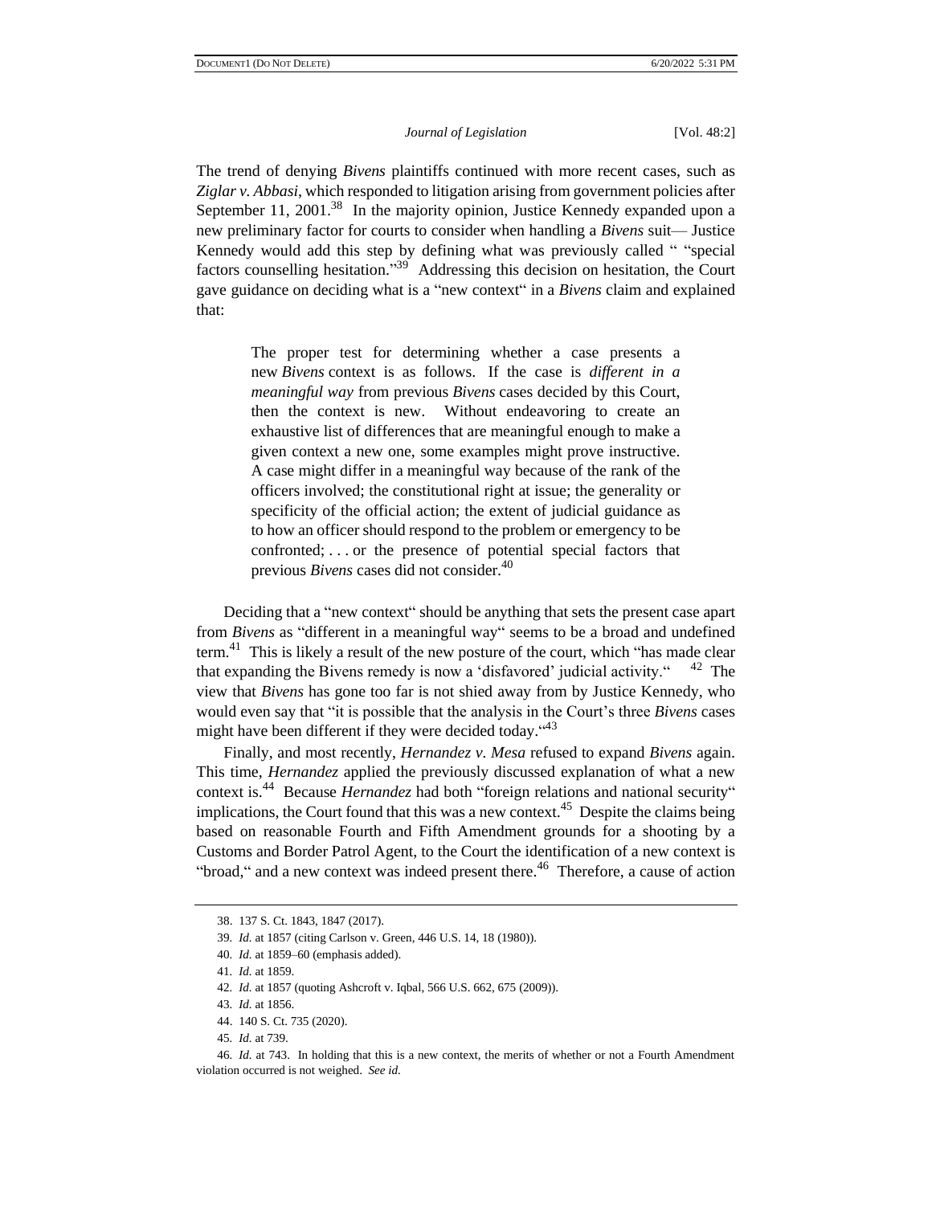The trend of denying *Bivens* plaintiffs continued with more recent cases, such as *Ziglar v. Abbasi*, which responded to litigation arising from government policies after September 11, 2001.[38] In the majority opinion, Justice Kennedy expanded upon a new preliminary factor for courts to consider when handling a *Bivens* suit— Justice Kennedy would add this step by defining what was previously called " "special factors counselling hesitation."[39] Addressing this decision on hesitation, the Court gave guidance on deciding what is a "new context" in a *Bivens* claim and explained that:

> The proper test for determining whether a case presents a new *Bivens* context is as follows. If the case is *different in a meaningful way* from previous *Bivens* cases decided by this Court, then the context is new. Without endeavoring to create an exhaustive list of differences that are meaningful enough to make a given context a new one, some examples might prove instructive. A case might differ in a meaningful way because of the rank of the officers involved; the constitutional right at issue; the generality or specificity of the official action; the extent of judicial guidance as to how an officer should respond to the problem or emergency to be confronted; . . . or the presence of potential special factors that previous *Bivens* cases did not consider.[40]

Deciding that a "new context" should be anything that sets the present case apart from *Bivens* as "different in a meaningful way" seems to be a broad and undefined term.[41] This is likely a result of the new posture of the court, which "has made clear that expanding the Bivens remedy is now a 'disfavored' judicial activity." [42] The view that *Bivens* has gone too far is not shied away from by Justice Kennedy, who would even say that "it is possible that the analysis in the Court's three *Bivens* cases might have been different if they were decided today."[43]

Finally, and most recently, *Hernandez v. Mesa* refused to expand *Bivens* again. This time, *Hernandez* applied the previously discussed explanation of what a new context is.[44] Because *Hernandez* had both "foreign relations and national security" implications, the Court found that this was a new context.[45] Despite the claims being based on reasonable Fourth and Fifth Amendment grounds for a shooting by a Customs and Border Patrol Agent, to the Court the identification of a new context is "broad," and a new context was indeed present there.[46] Therefore, a cause of action

---

38. 137 S. Ct. 1843, 1847 (2017).

39. *Id.* at 1857 (citing Carlson v. Green, 446 U.S. 14, 18 (1980)).

40. *Id.* at 1859–60 (emphasis added).

41. *Id.* at 1859.

42. *Id.* at 1857 (quoting Ashcroft v. Iqbal, 566 U.S. 662, 675 (2009)).

43. *Id.* at 1856.

44. 140 S. Ct. 735 (2020).

45. *Id.* at 739.

46. *Id.* at 743. In holding that this is a new context, the merits of whether or not a Fourth Amendment violation occurred is not weighed. *See id.*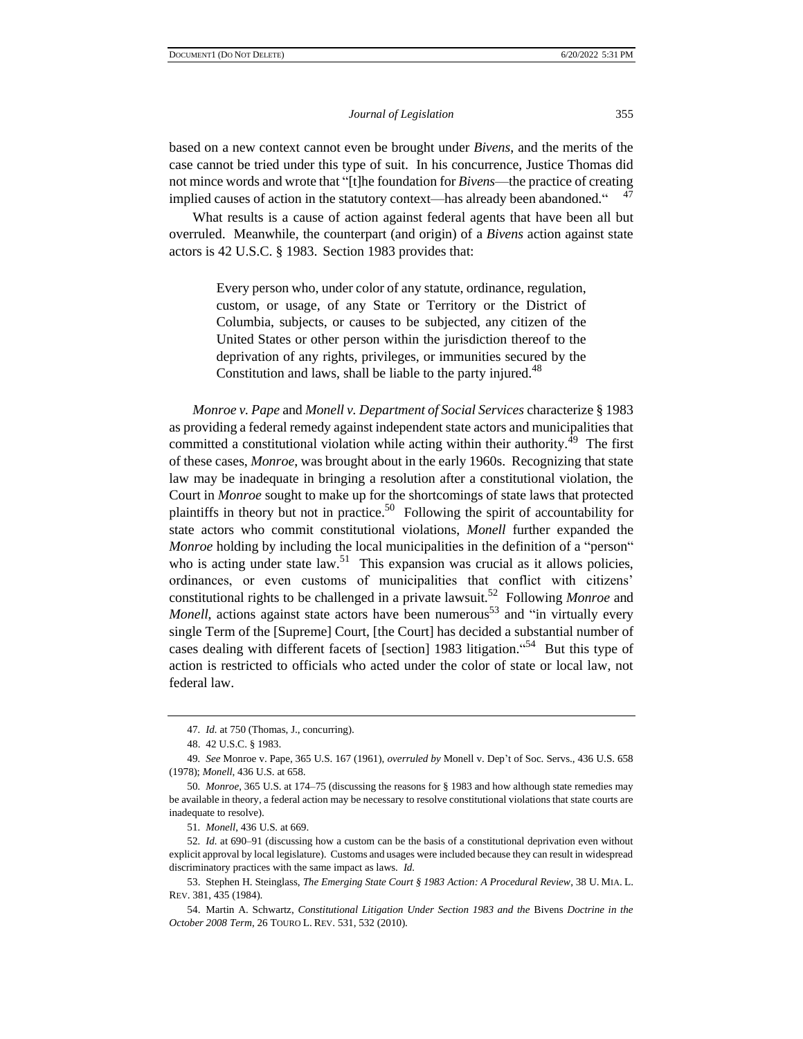based on a new context cannot even be brought under *Bivens*, and the merits of the case cannot be tried under this type of suit. In his concurrence, Justice Thomas did not mince words and wrote that "[t]he foundation for *Bivens*—the practice of creating implied causes of action in the statutory context—has already been abandoned."[47]

What results is a cause of action against federal agents that have been all but overruled. Meanwhile, the counterpart (and origin) of a *Bivens* action against state actors is 42 U.S.C. § 1983. Section 1983 provides that:

> Every person who, under color of any statute, ordinance, regulation, custom, or usage, of any State or Territory or the District of Columbia, subjects, or causes to be subjected, any citizen of the United States or other person within the jurisdiction thereof to the deprivation of any rights, privileges, or immunities secured by the Constitution and laws, shall be liable to the party injured.[48]

*Monroe v. Pape* and *Monell v. Department of Social Services* characterize § 1983 as providing a federal remedy against independent state actors and municipalities that committed a constitutional violation while acting within their authority.[49] The first of these cases, *Monroe*, was brought about in the early 1960s. Recognizing that state law may be inadequate in bringing a resolution after a constitutional violation, the Court in *Monroe* sought to make up for the shortcomings of state laws that protected plaintiffs in theory but not in practice.[50] Following the spirit of accountability for state actors who commit constitutional violations, *Monell* further expanded the *Monroe* holding by including the local municipalities in the definition of a "person" who is acting under state law.[51] This expansion was crucial as it allows policies, ordinances, or even customs of municipalities that conflict with citizens' constitutional rights to be challenged in a private lawsuit.[52] Following *Monroe* and *Monell*, actions against state actors have been numerous[53] and "in virtually every single Term of the [Supreme] Court, [the Court] has decided a substantial number of cases dealing with different facets of [section] 1983 litigation."[54] But this type of action is restricted to officials who acted under the color of state or local law, not federal law.

---

47. *Id.* at 750 (Thomas, J., concurring).

48. 42 U.S.C. § 1983.

49. *See* Monroe v. Pape, 365 U.S. 167 (1961), *overruled by* Monell v. Dep't of Soc. Servs., 436 U.S. 658 (1978); *Monell*, 436 U.S. at 658.

50. *Monroe*, 365 U.S. at 174–75 (discussing the reasons for § 1983 and how although state remedies may be available in theory, a federal action may be necessary to resolve constitutional violations that state courts are inadequate to resolve).

51. *Monell*, 436 U.S. at 669.

52. *Id.* at 690–91 (discussing how a custom can be the basis of a constitutional deprivation even without explicit approval by local legislature). Customs and usages were included because they can result in widespread discriminatory practices with the same impact as laws. *Id.*

53. Stephen H. Steinglass, *The Emerging State Court § 1983 Action: A Procedural Review*, 38 U. MIA. L. REV. 381, 435 (1984).

54. Martin A. Schwartz, *Constitutional Litigation Under Section 1983 and the* Bivens *Doctrine in the October 2008 Term*, 26 TOURO L. REV. 531, 532 (2010).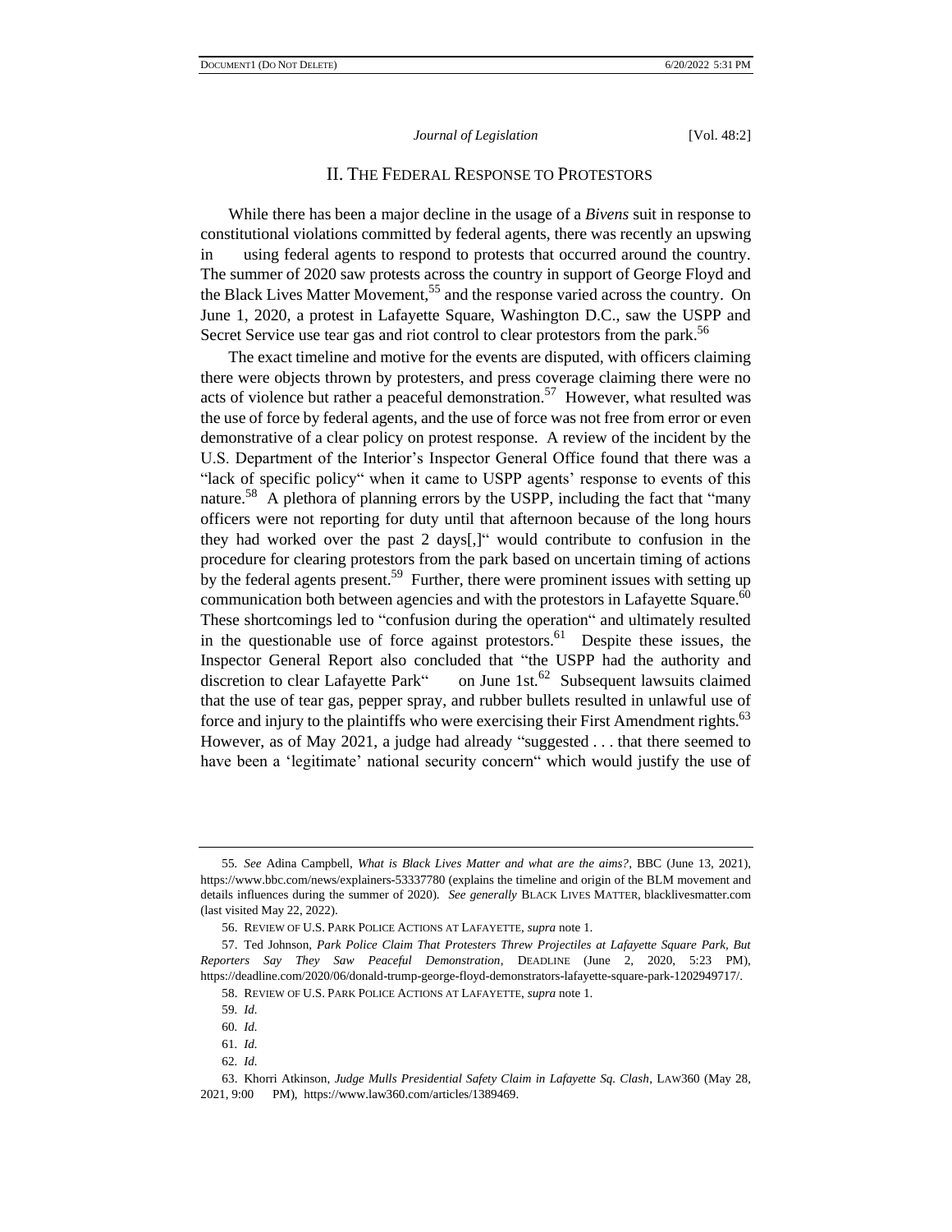## II. THE FEDERAL RESPONSE TO PROTESTORS

While there has been a major decline in the usage of a *Bivens* suit in response to constitutional violations committed by federal agents, there was recently an upswing in using federal agents to respond to protests that occurred around the country. The summer of 2020 saw protests across the country in support of George Floyd and the Black Lives Matter Movement,[55] and the response varied across the country. On June 1, 2020, a protest in Lafayette Square, Washington D.C., saw the USPP and Secret Service use tear gas and riot control to clear protestors from the park.[56]

The exact timeline and motive for the events are disputed, with officers claiming there were objects thrown by protesters, and press coverage claiming there were no acts of violence but rather a peaceful demonstration.[57] However, what resulted was the use of force by federal agents, and the use of force was not free from error or even demonstrative of a clear policy on protest response. A review of the incident by the U.S. Department of the Interior's Inspector General Office found that there was a "lack of specific policy" when it came to USPP agents' response to events of this nature.[58] A plethora of planning errors by the USPP, including the fact that "many officers were not reporting for duty until that afternoon because of the long hours they had worked over the past 2 days[,]" would contribute to confusion in the procedure for clearing protestors from the park based on uncertain timing of actions by the federal agents present.[59] Further, there were prominent issues with setting up communication both between agencies and with the protestors in Lafayette Square.[60] These shortcomings led to "confusion during the operation" and ultimately resulted in the questionable use of force against protestors.[61] Despite these issues, the Inspector General Report also concluded that "the USPP had the authority and discretion to clear Lafayette Park" on June 1st.[62] Subsequent lawsuits claimed that the use of tear gas, pepper spray, and rubber bullets resulted in unlawful use of force and injury to the plaintiffs who were exercising their First Amendment rights.[63] However, as of May 2021, a judge had already "suggested . . . that there seemed to have been a 'legitimate' national security concern" which would justify the use of

---

55. *See* Adina Campbell, *What is Black Lives Matter and what are the aims?*, BBC (June 13, 2021), https://www.bbc.com/news/explainers-53337780 (explains the timeline and origin of the BLM movement and details influences during the summer of 2020). *See generally* BLACK LIVES MATTER, blacklivesmatter.com (last visited May 22, 2022).

56. REVIEW OF U.S. PARK POLICE ACTIONS AT LAFAYETTE, *supra* note 1.

57. Ted Johnson, *Park Police Claim That Protesters Threw Projectiles at Lafayette Square Park, But Reporters Say They Saw Peaceful Demonstration*, DEADLINE (June 2, 2020, 5:23 PM), https://deadline.com/2020/06/donald-trump-george-floyd-demonstrators-lafayette-square-park-1202949717/.

58. REVIEW OF U.S. PARK POLICE ACTIONS AT LAFAYETTE, *supra* note 1.

59. *Id.*

60. *Id.*

61. *Id.*

62. *Id.*

63. Khorri Atkinson, *Judge Mulls Presidential Safety Claim in Lafayette Sq. Clash*, LAW360 (May 28, 2021, 9:00 PM), https://www.law360.com/articles/1389469.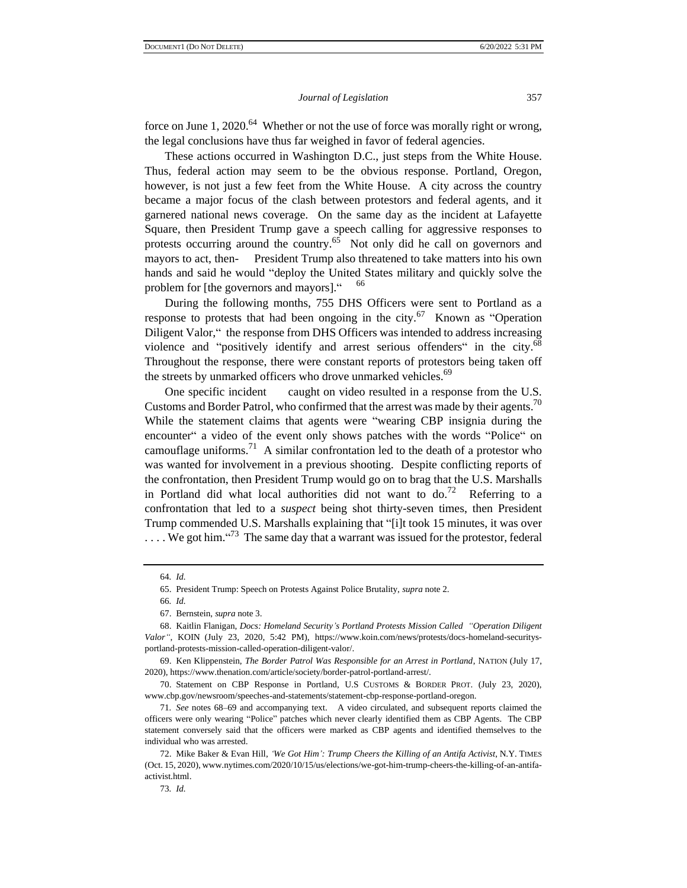force on June 1, 2020.[64] Whether or not the use of force was morally right or wrong, the legal conclusions have thus far weighed in favor of federal agencies.

These actions occurred in Washington D.C., just steps from the White House. Thus, federal action may seem to be the obvious response. Portland, Oregon, however, is not just a few feet from the White House. A city across the country became a major focus of the clash between protestors and federal agents, and it garnered national news coverage. On the same day as the incident at Lafayette Square, then President Trump gave a speech calling for aggressive responses to protests occurring around the country.[65] Not only did he call on governors and mayors to act, then- President Trump also threatened to take matters into his own hands and said he would "deploy the United States military and quickly solve the problem for [the governors and mayors]."[66]

During the following months, 755 DHS Officers were sent to Portland as a response to protests that had been ongoing in the city.[67] Known as "Operation Diligent Valor," the response from DHS Officers was intended to address increasing violence and "positively identify and arrest serious offenders" in the city.[68] Throughout the response, there were constant reports of protestors being taken off the streets by unmarked officers who drove unmarked vehicles.[69]

One specific incident caught on video resulted in a response from the U.S. Customs and Border Patrol, who confirmed that the arrest was made by their agents.[70] While the statement claims that agents were "wearing CBP insignia during the encounter" a video of the event only shows patches with the words "Police" on camouflage uniforms.[71] A similar confrontation led to the death of a protestor who was wanted for involvement in a previous shooting. Despite conflicting reports of the confrontation, then President Trump would go on to brag that the U.S. Marshalls in Portland did what local authorities did not want to do.[72] Referring to a confrontation that led to a *suspect* being shot thirty-seven times, then President Trump commended U.S. Marshalls explaining that "[i]t took 15 minutes, it was over . . . . We got him."[73] The same day that a warrant was issued for the protestor, federal

---

64. *Id.*

65. President Trump: Speech on Protests Against Police Brutality, *supra* note 2.

66. *Id.*

67. Bernstein, *supra* note 3.

68. Kaitlin Flanigan, *Docs: Homeland Security's Portland Protests Mission Called "Operation Diligent Valor"*, KOIN (July 23, 2020, 5:42 PM), https://www.koin.com/news/protests/docs-homeland-securitys-portland-protests-mission-called-operation-diligent-valor/.

69. Ken Klippenstein, *The Border Patrol Was Responsible for an Arrest in Portland*, NATION (July 17, 2020), https://www.thenation.com/article/society/border-patrol-portland-arrest/.

70. Statement on CBP Response in Portland, U.S CUSTOMS & BORDER PROT. (July 23, 2020), www.cbp.gov/newsroom/speeches-and-statements/statement-cbp-response-portland-oregon.

71. *See* notes 68–69 and accompanying text. A video circulated, and subsequent reports claimed the officers were only wearing "Police" patches which never clearly identified them as CBP Agents. The CBP statement conversely said that the officers were marked as CBP agents and identified themselves to the individual who was arrested.

72. Mike Baker & Evan Hill, *'We Got Him': Trump Cheers the Killing of an Antifa Activist*, N.Y. TIMES (Oct. 15, 2020), www.nytimes.com/2020/10/15/us/elections/we-got-him-trump-cheers-the-killing-of-an-antifa-activist.html.

73. *Id.*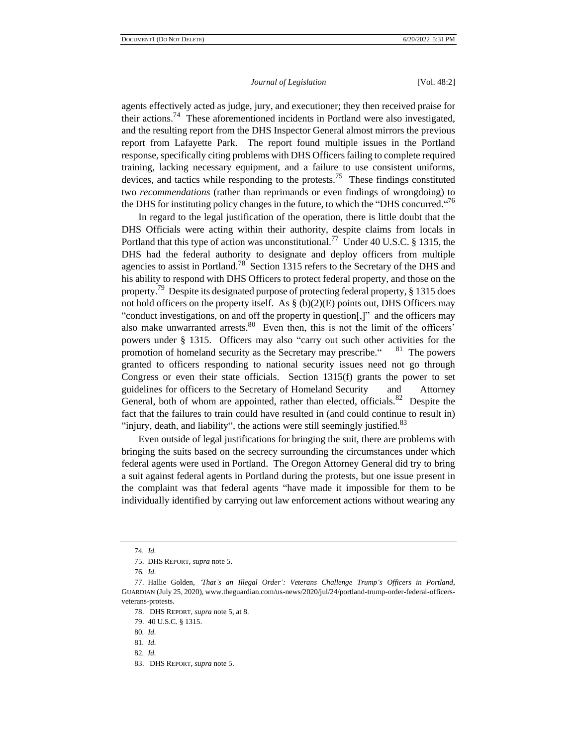agents effectively acted as judge, jury, and executioner; they then received praise for their actions.[74] These aforementioned incidents in Portland were also investigated, and the resulting report from the DHS Inspector General almost mirrors the previous report from Lafayette Park. The report found multiple issues in the Portland response, specifically citing problems with DHS Officers failing to complete required training, lacking necessary equipment, and a failure to use consistent uniforms, devices, and tactics while responding to the protests.[75] These findings constituted two *recommendations* (rather than reprimands or even findings of wrongdoing) to the DHS for instituting policy changes in the future, to which the "DHS concurred."[76]

In regard to the legal justification of the operation, there is little doubt that the DHS Officials were acting within their authority, despite claims from locals in Portland that this type of action was unconstitutional.[77] Under 40 U.S.C. § 1315, the DHS had the federal authority to designate and deploy officers from multiple agencies to assist in Portland.[78] Section 1315 refers to the Secretary of the DHS and his ability to respond with DHS Officers to protect federal property, and those on the property.[79] Despite its designated purpose of protecting federal property, § 1315 does not hold officers on the property itself. As § (b)(2)(E) points out, DHS Officers may "conduct investigations, on and off the property in question[,]" and the officers may also make unwarranted arrests.[80] Even then, this is not the limit of the officers' powers under § 1315. Officers may also "carry out such other activities for the promotion of homeland security as the Secretary may prescribe."[81] The powers granted to officers responding to national security issues need not go through Congress or even their state officials. Section 1315(f) grants the power to set guidelines for officers to the Secretary of Homeland Security and Attorney General, both of whom are appointed, rather than elected, officials.[82] Despite the fact that the failures to train could have resulted in (and could continue to result in) "injury, death, and liability", the actions were still seemingly justified.[83]

Even outside of legal justifications for bringing the suit, there are problems with bringing the suits based on the secrecy surrounding the circumstances under which federal agents were used in Portland. The Oregon Attorney General did try to bring a suit against federal agents in Portland during the protests, but one issue present in the complaint was that federal agents "have made it impossible for them to be individually identified by carrying out law enforcement actions without wearing any

---

74. *Id.*

75. DHS REPORT, *supra* note 5.

76. *Id.*

77. Hallie Golden, *'That's an Illegal Order': Veterans Challenge Trump's Officers in Portland*, GUARDIAN (July 25, 2020), www.theguardian.com/us-news/2020/jul/24/portland-trump-order-federal-officers-veterans-protests.

78. DHS REPORT, *supra* note 5, at 8.

79. 40 U.S.C. § 1315.

80. *Id.*

81. *Id.*

82. *Id.*

83. DHS REPORT, *supra* note 5.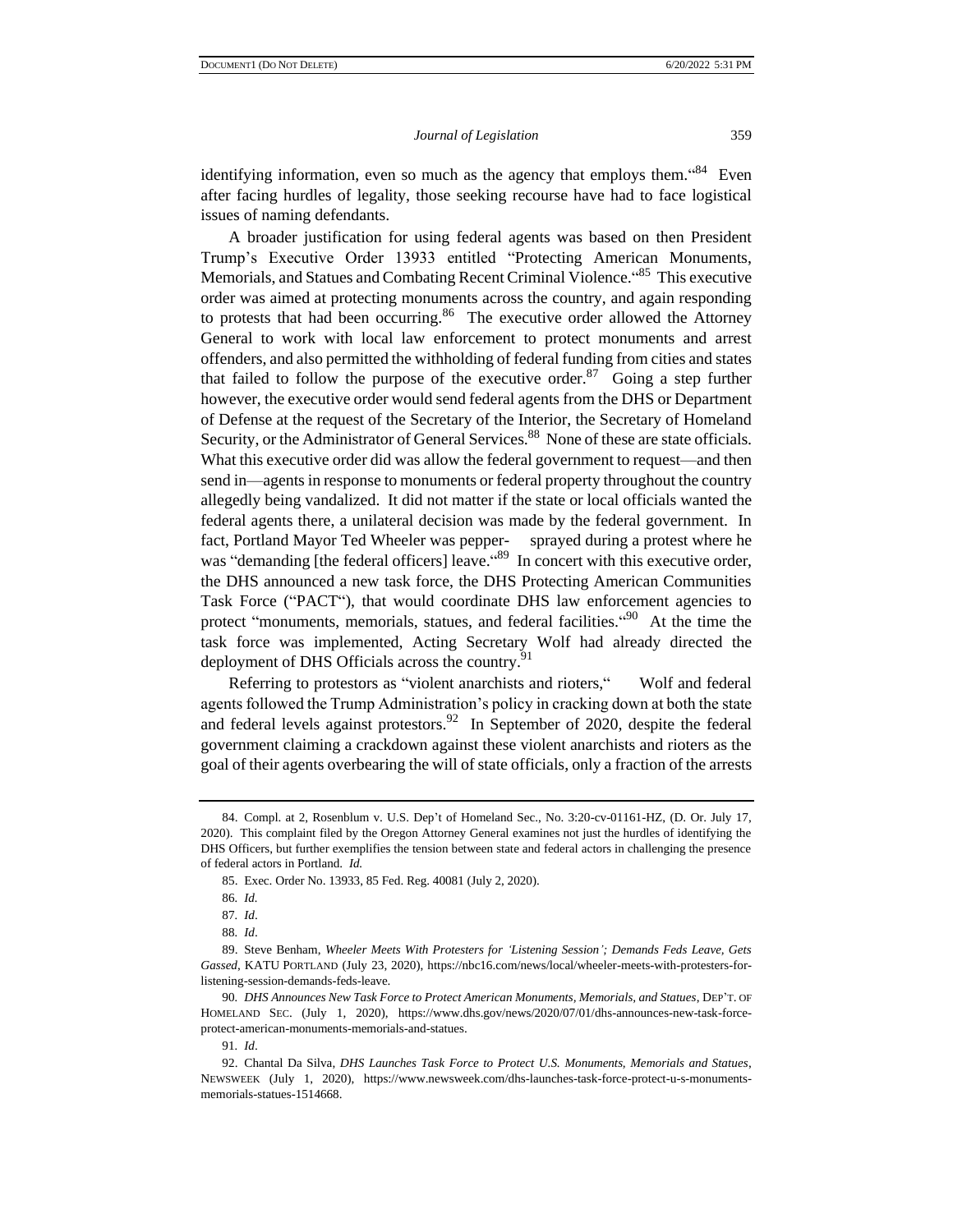identifying information, even so much as the agency that employs them."[84] Even after facing hurdles of legality, those seeking recourse have had to face logistical issues of naming defendants.

A broader justification for using federal agents was based on then President Trump's Executive Order 13933 entitled "Protecting American Monuments, Memorials, and Statues and Combating Recent Criminal Violence."[85] This executive order was aimed at protecting monuments across the country, and again responding to protests that had been occurring.[86] The executive order allowed the Attorney General to work with local law enforcement to protect monuments and arrest offenders, and also permitted the withholding of federal funding from cities and states that failed to follow the purpose of the executive order.[87] Going a step further however, the executive order would send federal agents from the DHS or Department of Defense at the request of the Secretary of the Interior, the Secretary of Homeland Security, or the Administrator of General Services.[88] None of these are state officials. What this executive order did was allow the federal government to request—and then send in—agents in response to monuments or federal property throughout the country allegedly being vandalized. It did not matter if the state or local officials wanted the federal agents there, a unilateral decision was made by the federal government. In fact, Portland Mayor Ted Wheeler was pepper- sprayed during a protest where he was "demanding [the federal officers] leave."[89] In concert with this executive order, the DHS announced a new task force, the DHS Protecting American Communities Task Force ("PACT"), that would coordinate DHS law enforcement agencies to protect "monuments, memorials, statues, and federal facilities."[90] At the time the task force was implemented, Acting Secretary Wolf had already directed the deployment of DHS Officials across the country.[91]

Referring to protestors as "violent anarchists and rioters," Wolf and federal agents followed the Trump Administration's policy in cracking down at both the state and federal levels against protestors.[92] In September of 2020, despite the federal government claiming a crackdown against these violent anarchists and rioters as the goal of their agents overbearing the will of state officials, only a fraction of the arrests

---

84. Compl. at 2, Rosenblum v. U.S. Dep't of Homeland Sec., No. 3:20-cv-01161-HZ, (D. Or. July 17, 2020). This complaint filed by the Oregon Attorney General examines not just the hurdles of identifying the DHS Officers, but further exemplifies the tension between state and federal actors in challenging the presence of federal actors in Portland. *Id.*

85. Exec. Order No. 13933, 85 Fed. Reg. 40081 (July 2, 2020).

86. *Id.*

87. *Id*.

88. *Id*.

89. Steve Benham, *Wheeler Meets With Protesters for 'Listening Session'; Demands Feds Leave, Gets Gassed*, KATU PORTLAND (July 23, 2020), https://nbc16.com/news/local/wheeler-meets-with-protesters-for-listening-session-demands-feds-leave.

90. *DHS Announces New Task Force to Protect American Monuments, Memorials, and Statues*, DEP'T. OF HOMELAND SEC. (July 1, 2020), https://www.dhs.gov/news/2020/07/01/dhs-announces-new-task-force-protect-american-monuments-memorials-and-statues.

91. *Id*.

92. Chantal Da Silva, *DHS Launches Task Force to Protect U.S. Monuments, Memorials and Statues*, NEWSWEEK (July 1, 2020), https://www.newsweek.com/dhs-launches-task-force-protect-u-s-monuments-memorials-statues-1514668.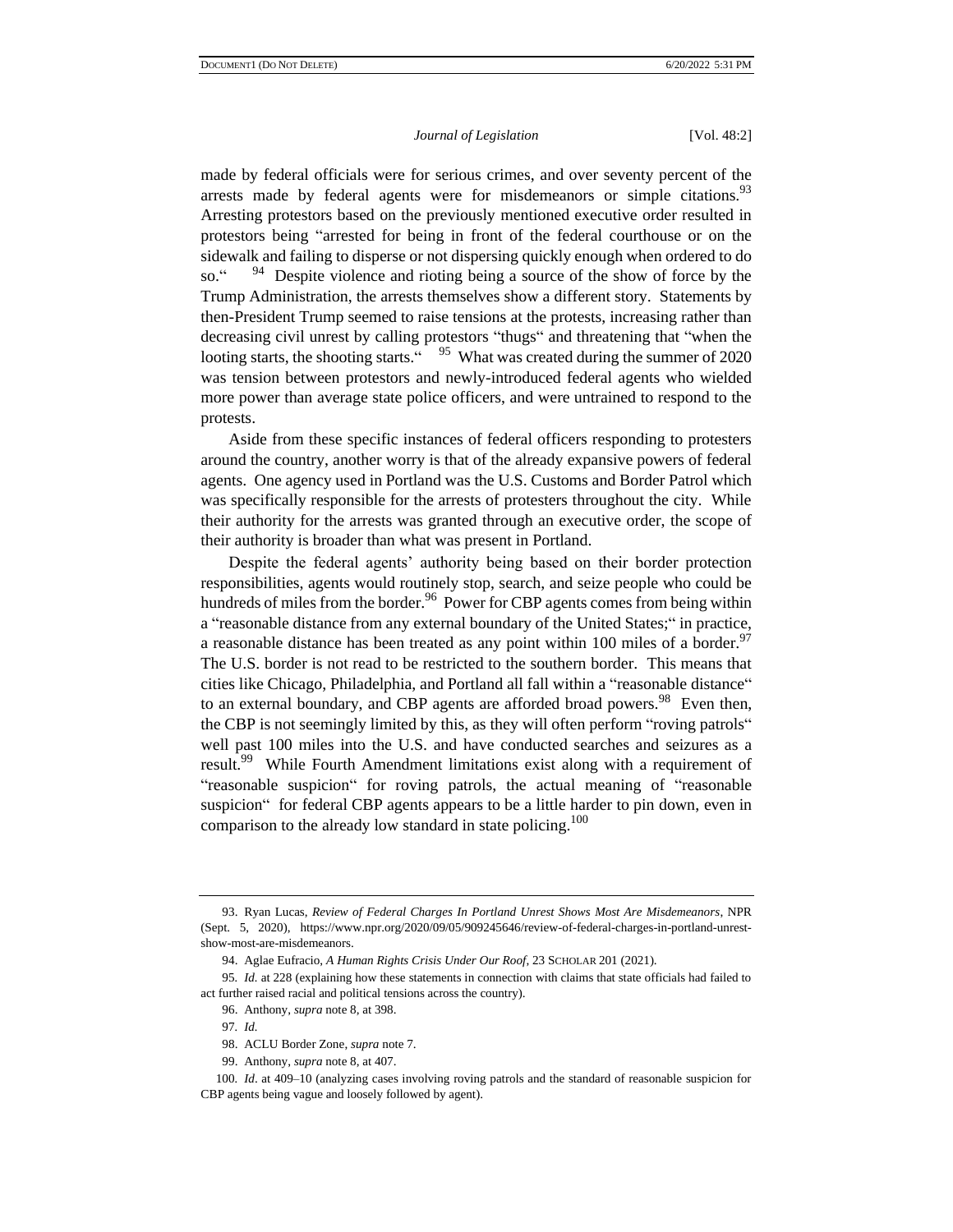made by federal officials were for serious crimes, and over seventy percent of the arrests made by federal agents were for misdemeanors or simple citations.[93] Arresting protestors based on the previously mentioned executive order resulted in protestors being "arrested for being in front of the federal courthouse or on the sidewalk and failing to disperse or not dispersing quickly enough when ordered to do so."[94] Despite violence and rioting being a source of the show of force by the Trump Administration, the arrests themselves show a different story. Statements by then-President Trump seemed to raise tensions at the protests, increasing rather than decreasing civil unrest by calling protestors "thugs" and threatening that "when the looting starts, the shooting starts."[95] What was created during the summer of 2020 was tension between protestors and newly-introduced federal agents who wielded more power than average state police officers, and were untrained to respond to the protests.

Aside from these specific instances of federal officers responding to protesters around the country, another worry is that of the already expansive powers of federal agents. One agency used in Portland was the U.S. Customs and Border Patrol which was specifically responsible for the arrests of protesters throughout the city. While their authority for the arrests was granted through an executive order, the scope of their authority is broader than what was present in Portland.

Despite the federal agents' authority being based on their border protection responsibilities, agents would routinely stop, search, and seize people who could be hundreds of miles from the border.[96] Power for CBP agents comes from being within a "reasonable distance from any external boundary of the United States;" in practice, a reasonable distance has been treated as any point within 100 miles of a border.[97] The U.S. border is not read to be restricted to the southern border. This means that cities like Chicago, Philadelphia, and Portland all fall within a "reasonable distance" to an external boundary, and CBP agents are afforded broad powers.[98] Even then, the CBP is not seemingly limited by this, as they will often perform "roving patrols" well past 100 miles into the U.S. and have conducted searches and seizures as a result.[99] While Fourth Amendment limitations exist along with a requirement of "reasonable suspicion" for roving patrols, the actual meaning of "reasonable suspicion" for federal CBP agents appears to be a little harder to pin down, even in comparison to the already low standard in state policing.[100]

---

93. Ryan Lucas, *Review of Federal Charges In Portland Unrest Shows Most Are Misdemeanors*, NPR (Sept. 5, 2020), https://www.npr.org/2020/09/05/909245646/review-of-federal-charges-in-portland-unrest-show-most-are-misdemeanors.

94. Aglae Eufracio, *A Human Rights Crisis Under Our Roof*, 23 SCHOLAR 201 (2021).

95. *Id.* at 228 (explaining how these statements in connection with claims that state officials had failed to act further raised racial and political tensions across the country).

96. Anthony, *supra* note 8, at 398.

97. *Id.*

98. ACLU Border Zone, *supra* note 7.

99. Anthony, *supra* note 8, at 407.

100. *Id*. at 409–10 (analyzing cases involving roving patrols and the standard of reasonable suspicion for CBP agents being vague and loosely followed by agent).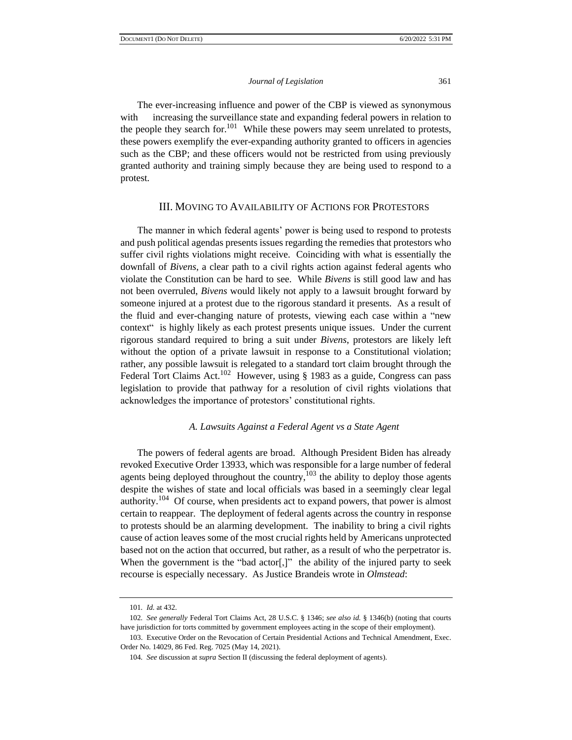The ever-increasing influence and power of the CBP is viewed as synonymous with increasing the surveillance state and expanding federal powers in relation to the people they search for.[101] While these powers may seem unrelated to protests, these powers exemplify the ever-expanding authority granted to officers in agencies such as the CBP; and these officers would not be restricted from using previously granted authority and training simply because they are being used to respond to a protest.

## III. Moving to Availability of Actions for Protestors

The manner in which federal agents' power is being used to respond to protests and push political agendas presents issues regarding the remedies that protestors who suffer civil rights violations might receive. Coinciding with what is essentially the downfall of *Bivens*, a clear path to a civil rights action against federal agents who violate the Constitution can be hard to see. While *Bivens* is still good law and has not been overruled, *Bivens* would likely not apply to a lawsuit brought forward by someone injured at a protest due to the rigorous standard it presents. As a result of the fluid and ever-changing nature of protests, viewing each case within a "new context" is highly likely as each protest presents unique issues. Under the current rigorous standard required to bring a suit under *Bivens*, protestors are likely left without the option of a private lawsuit in response to a Constitutional violation; rather, any possible lawsuit is relegated to a standard tort claim brought through the Federal Tort Claims Act.[102] However, using § 1983 as a guide, Congress can pass legislation to provide that pathway for a resolution of civil rights violations that acknowledges the importance of protestors' constitutional rights.

### *A. Lawsuits Against a Federal Agent vs a State Agent*

The powers of federal agents are broad. Although President Biden has already revoked Executive Order 13933, which was responsible for a large number of federal agents being deployed throughout the country,[103] the ability to deploy those agents despite the wishes of state and local officials was based in a seemingly clear legal authority.[104] Of course, when presidents act to expand powers, that power is almost certain to reappear. The deployment of federal agents across the country in response to protests should be an alarming development. The inability to bring a civil rights cause of action leaves some of the most crucial rights held by Americans unprotected based not on the action that occurred, but rather, as a result of who the perpetrator is. When the government is the "bad actor[,]" the ability of the injured party to seek recourse is especially necessary. As Justice Brandeis wrote in *Olmstead*:

---

101. *Id.* at 432.

102. *See generally* Federal Tort Claims Act, 28 U.S.C. § 1346; *see also id.* § 1346(b) (noting that courts have jurisdiction for torts committed by government employees acting in the scope of their employment).

103. Executive Order on the Revocation of Certain Presidential Actions and Technical Amendment, Exec. Order No. 14029, 86 Fed. Reg. 7025 (May 14, 2021).

104. *See* discussion at *supra* Section II (discussing the federal deployment of agents).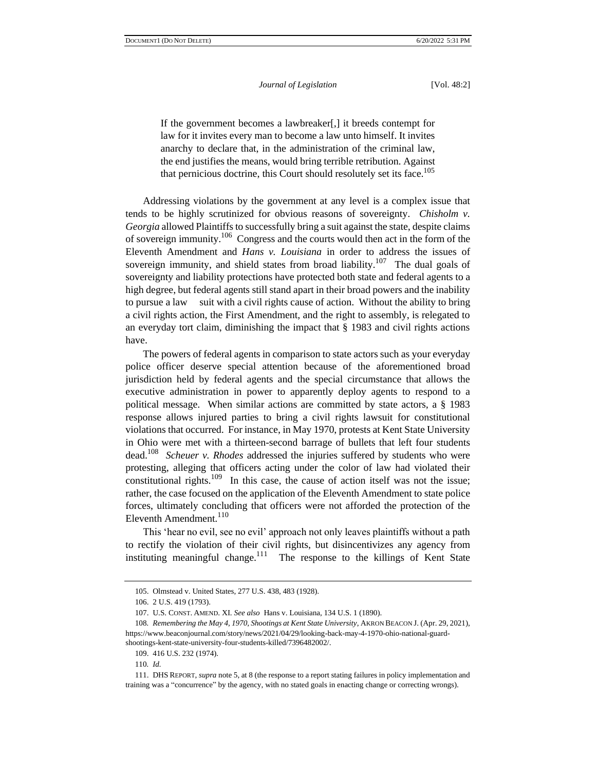> If the government becomes a lawbreaker[,] it breeds contempt for law for it invites every man to become a law unto himself. It invites anarchy to declare that, in the administration of the criminal law, the end justifies the means, would bring terrible retribution. Against that pernicious doctrine, this Court should resolutely set its face.[105]

Addressing violations by the government at any level is a complex issue that tends to be highly scrutinized for obvious reasons of sovereignty. *Chisholm v. Georgia* allowed Plaintiffs to successfully bring a suit against the state, despite claims of sovereign immunity.[106] Congress and the courts would then act in the form of the Eleventh Amendment and *Hans v. Louisiana* in order to address the issues of sovereign immunity, and shield states from broad liability.[107] The dual goals of sovereignty and liability protections have protected both state and federal agents to a high degree, but federal agents still stand apart in their broad powers and the inability to pursue a law suit with a civil rights cause of action. Without the ability to bring a civil rights action, the First Amendment, and the right to assembly, is relegated to an everyday tort claim, diminishing the impact that § 1983 and civil rights actions have.

The powers of federal agents in comparison to state actors such as your everyday police officer deserve special attention because of the aforementioned broad jurisdiction held by federal agents and the special circumstance that allows the executive administration in power to apparently deploy agents to respond to a political message. When similar actions are committed by state actors, a § 1983 response allows injured parties to bring a civil rights lawsuit for constitutional violations that occurred. For instance, in May 1970, protests at Kent State University in Ohio were met with a thirteen-second barrage of bullets that left four students dead.[108] *Scheuer v. Rhodes* addressed the injuries suffered by students who were protesting, alleging that officers acting under the color of law had violated their constitutional rights.[109] In this case, the cause of action itself was not the issue; rather, the case focused on the application of the Eleventh Amendment to state police forces, ultimately concluding that officers were not afforded the protection of the Eleventh Amendment.[110]

This 'hear no evil, see no evil' approach not only leaves plaintiffs without a path to rectify the violation of their civil rights, but disincentivizes any agency from instituting meaningful change.[111] The response to the killings of Kent State

---

105. Olmstead v. United States, 277 U.S. 438, 483 (1928).

106. 2 U.S. 419 (1793).

107. U.S. CONST. AMEND. XI. *See also* Hans v. Louisiana, 134 U.S. 1 (1890).

108. *Remembering the May 4, 1970, Shootings at Kent State University*, AKRON BEACON J. (Apr. 29, 2021), https://www.beaconjournal.com/story/news/2021/04/29/looking-back-may-4-1970-ohio-national-guard-shootings-kent-state-university-four-students-killed/7396482002/.

109. 416 U.S. 232 (1974).

110. *Id.*

111. DHS REPORT, *supra* note 5, at 8 (the response to a report stating failures in policy implementation and training was a "concurrence" by the agency, with no stated goals in enacting change or correcting wrongs).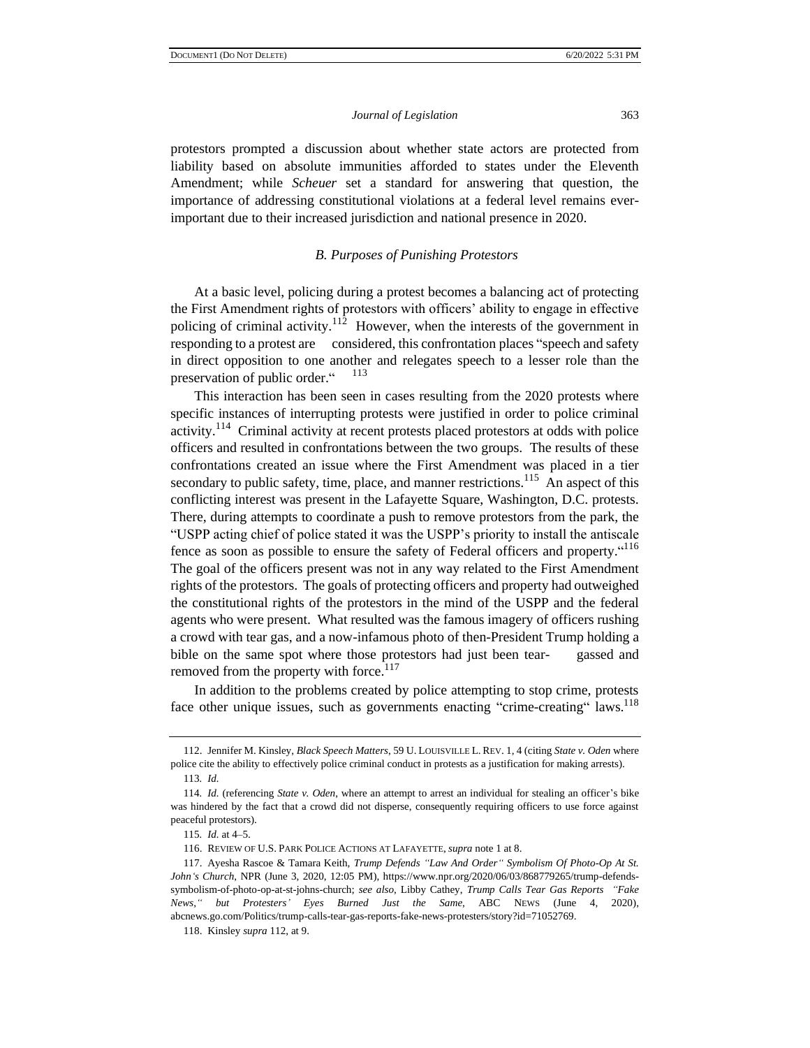protestors prompted a discussion about whether state actors are protected from liability based on absolute immunities afforded to states under the Eleventh Amendment; while *Scheuer* set a standard for answering that question, the importance of addressing constitutional violations at a federal level remains ever-important due to their increased jurisdiction and national presence in 2020.

### *B. Purposes of Punishing Protestors*

At a basic level, policing during a protest becomes a balancing act of protecting the First Amendment rights of protestors with officers' ability to engage in effective policing of criminal activity.[112] However, when the interests of the government in responding to a protest are considered, this confrontation places "speech and safety in direct opposition to one another and relegates speech to a lesser role than the preservation of public order."[113]

This interaction has been seen in cases resulting from the 2020 protests where specific instances of interrupting protests were justified in order to police criminal activity.[114] Criminal activity at recent protests placed protestors at odds with police officers and resulted in confrontations between the two groups. The results of these confrontations created an issue where the First Amendment was placed in a tier secondary to public safety, time, place, and manner restrictions.[115] An aspect of this conflicting interest was present in the Lafayette Square, Washington, D.C. protests. There, during attempts to coordinate a push to remove protestors from the park, the "USPP acting chief of police stated it was the USPP's priority to install the antiscale fence as soon as possible to ensure the safety of Federal officers and property."[116] The goal of the officers present was not in any way related to the First Amendment rights of the protestors. The goals of protecting officers and property had outweighed the constitutional rights of the protestors in the mind of the USPP and the federal agents who were present. What resulted was the famous imagery of officers rushing a crowd with tear gas, and a now-infamous photo of then-President Trump holding a bible on the same spot where those protestors had just been tear-gassed and removed from the property with force.[117]

In addition to the problems created by police attempting to stop crime, protests face other unique issues, such as governments enacting "crime-creating" laws.[118]

---

112. Jennifer M. Kinsley, *Black Speech Matters*, 59 U. LOUISVILLE L. REV. 1, 4 (citing *State v. Oden* where police cite the ability to effectively police criminal conduct in protests as a justification for making arrests).

113. *Id.*

114. *Id.* (referencing *State v. Oden*, where an attempt to arrest an individual for stealing an officer's bike was hindered by the fact that a crowd did not disperse, consequently requiring officers to use force against peaceful protestors).

115. *Id.* at 4–5.

116. REVIEW OF U.S. PARK POLICE ACTIONS AT LAFAYETTE, *supra* note 1 at 8.

117. Ayesha Rascoe & Tamara Keith, *Trump Defends "Law And Order" Symbolism Of Photo-Op At St. John's Church*, NPR (June 3, 2020, 12:05 PM), https://www.npr.org/2020/06/03/868779265/trump-defends-symbolism-of-photo-op-at-st-johns-church; *see also*, Libby Cathey, *Trump Calls Tear Gas Reports "Fake News," but Protesters' Eyes Burned Just the Same*, ABC NEWS (June 4, 2020), abcnews.go.com/Politics/trump-calls-tear-gas-reports-fake-news-protesters/story?id=71052769.

118. Kinsley *supra* 112, at 9.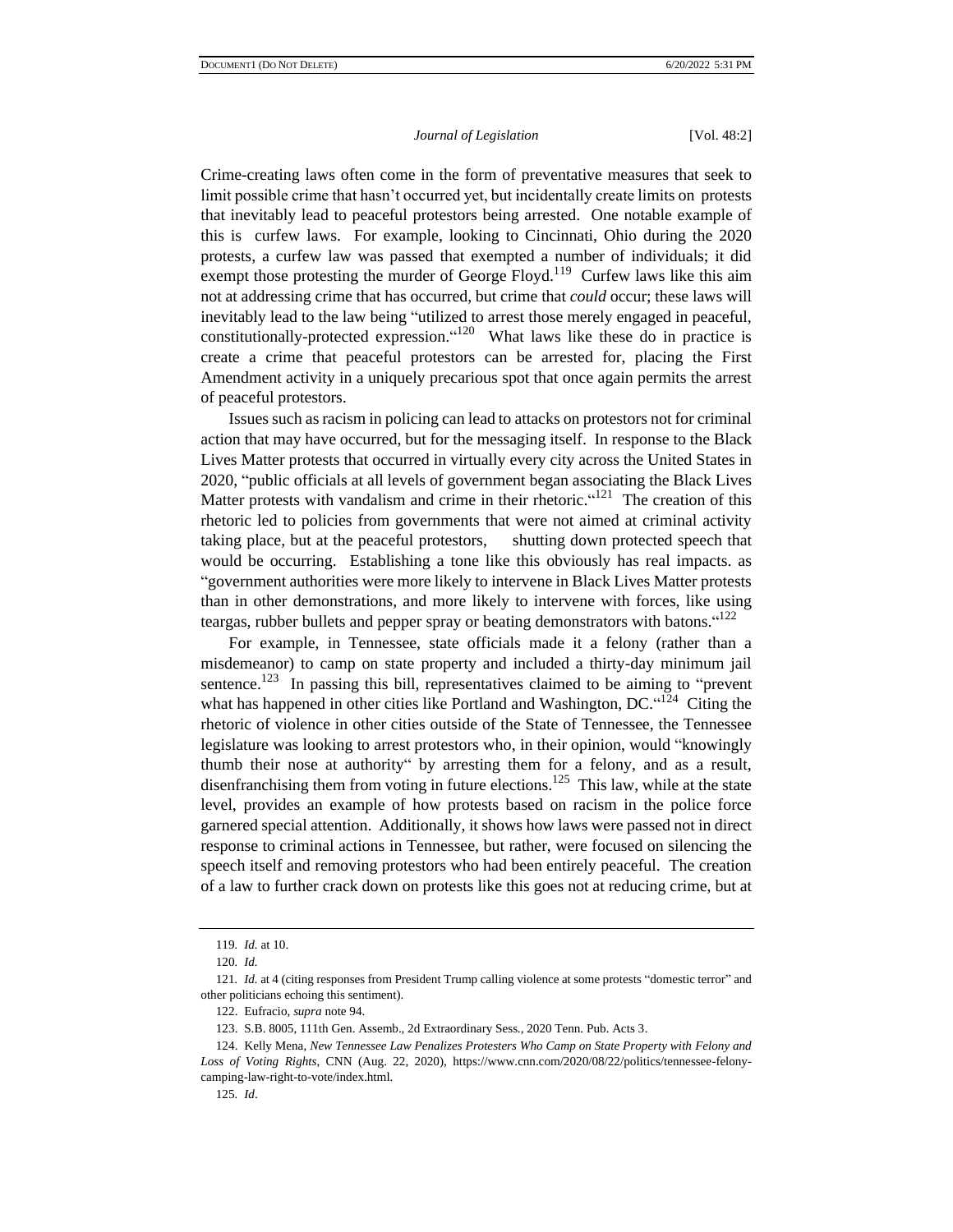Crime-creating laws often come in the form of preventative measures that seek to limit possible crime that hasn't occurred yet, but incidentally create limits on protests that inevitably lead to peaceful protestors being arrested. One notable example of this is curfew laws. For example, looking to Cincinnati, Ohio during the 2020 protests, a curfew law was passed that exempted a number of individuals; it did exempt those protesting the murder of George Floyd.[119] Curfew laws like this aim not at addressing crime that has occurred, but crime that *could* occur; these laws will inevitably lead to the law being "utilized to arrest those merely engaged in peaceful, constitutionally-protected expression."[120] What laws like these do in practice is create a crime that peaceful protestors can be arrested for, placing the First Amendment activity in a uniquely precarious spot that once again permits the arrest of peaceful protestors.

Issues such as racism in policing can lead to attacks on protestors not for criminal action that may have occurred, but for the messaging itself. In response to the Black Lives Matter protests that occurred in virtually every city across the United States in 2020, "public officials at all levels of government began associating the Black Lives Matter protests with vandalism and crime in their rhetoric."[121] The creation of this rhetoric led to policies from governments that were not aimed at criminal activity taking place, but at the peaceful protestors, shutting down protected speech that would be occurring. Establishing a tone like this obviously has real impacts. as "government authorities were more likely to intervene in Black Lives Matter protests than in other demonstrations, and more likely to intervene with forces, like using teargas, rubber bullets and pepper spray or beating demonstrators with batons."[122]

For example, in Tennessee, state officials made it a felony (rather than a misdemeanor) to camp on state property and included a thirty-day minimum jail sentence.[123] In passing this bill, representatives claimed to be aiming to "prevent what has happened in other cities like Portland and Washington, DC."[124] Citing the rhetoric of violence in other cities outside of the State of Tennessee, the Tennessee legislature was looking to arrest protestors who, in their opinion, would "knowingly thumb their nose at authority" by arresting them for a felony, and as a result, disenfranchising them from voting in future elections.[125] This law, while at the state level, provides an example of how protests based on racism in the police force garnered special attention. Additionally, it shows how laws were passed not in direct response to criminal actions in Tennessee, but rather, were focused on silencing the speech itself and removing protestors who had been entirely peaceful. The creation of a law to further crack down on protests like this goes not at reducing crime, but at

---

119. *Id.* at 10.

120. *Id.*

121. *Id.* at 4 (citing responses from President Trump calling violence at some protests "domestic terror" and other politicians echoing this sentiment).

122. Eufracio, *supra* note 94.

123. S.B. 8005, 111th Gen. Assemb., 2d Extraordinary Sess., 2020 Tenn. Pub. Acts 3.

124. Kelly Mena, *New Tennessee Law Penalizes Protesters Who Camp on State Property with Felony and Loss of Voting Rights*, CNN (Aug. 22, 2020), https://www.cnn.com/2020/08/22/politics/tennessee-felony-camping-law-right-to-vote/index.html.

125. *Id*.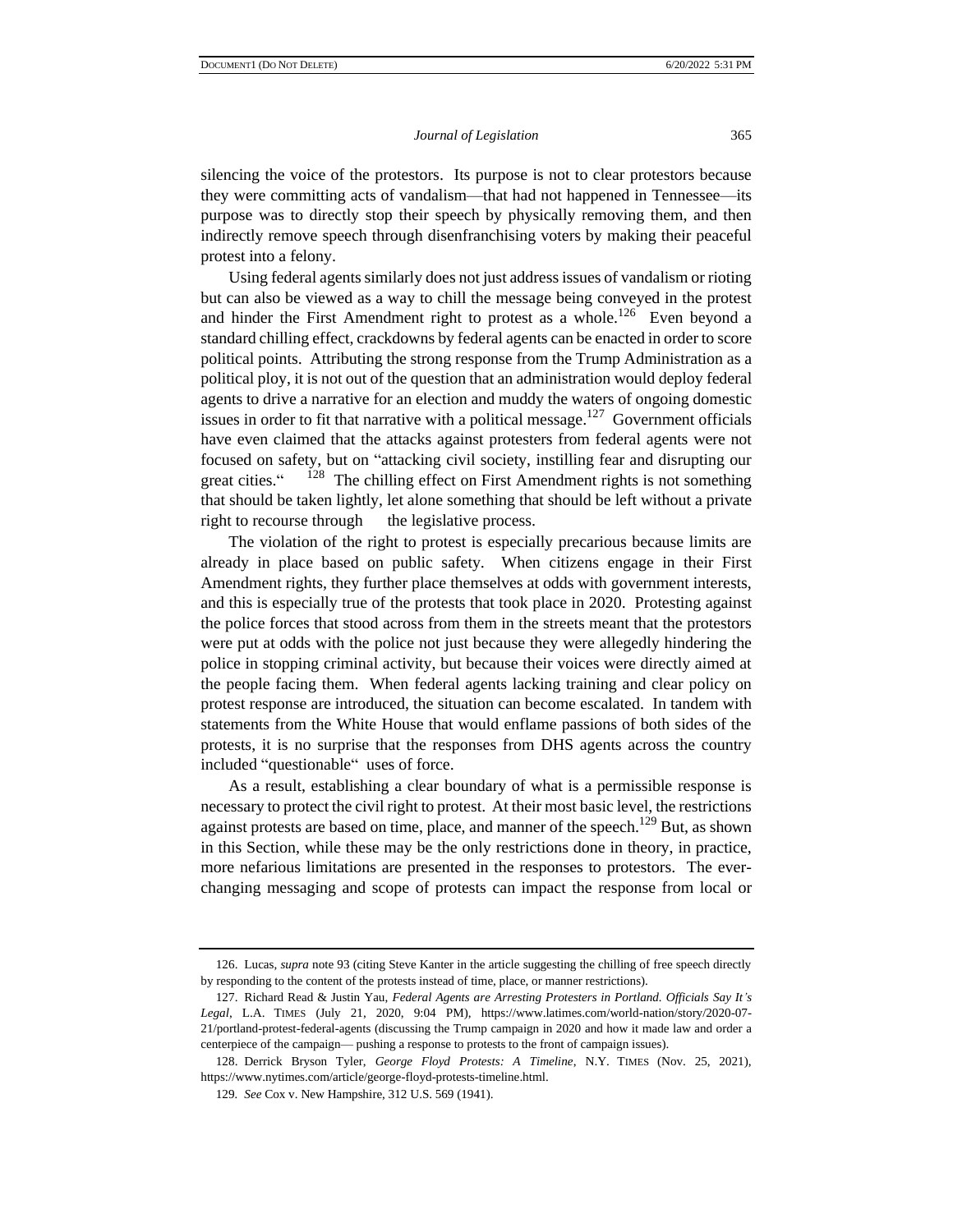silencing the voice of the protestors. Its purpose is not to clear protestors because they were committing acts of vandalism—that had not happened in Tennessee—its purpose was to directly stop their speech by physically removing them, and then indirectly remove speech through disenfranchising voters by making their peaceful protest into a felony.

Using federal agents similarly does not just address issues of vandalism or rioting but can also be viewed as a way to chill the message being conveyed in the protest and hinder the First Amendment right to protest as a whole.[126] Even beyond a standard chilling effect, crackdowns by federal agents can be enacted in order to score political points. Attributing the strong response from the Trump Administration as a political ploy, it is not out of the question that an administration would deploy federal agents to drive a narrative for an election and muddy the waters of ongoing domestic issues in order to fit that narrative with a political message.[127] Government officials have even claimed that the attacks against protesters from federal agents were not focused on safety, but on "attacking civil society, instilling fear and disrupting our great cities."[128] The chilling effect on First Amendment rights is not something that should be taken lightly, let alone something that should be left without a private right to recourse through the legislative process.

The violation of the right to protest is especially precarious because limits are already in place based on public safety. When citizens engage in their First Amendment rights, they further place themselves at odds with government interests, and this is especially true of the protests that took place in 2020. Protesting against the police forces that stood across from them in the streets meant that the protestors were put at odds with the police not just because they were allegedly hindering the police in stopping criminal activity, but because their voices were directly aimed at the people facing them. When federal agents lacking training and clear policy on protest response are introduced, the situation can become escalated. In tandem with statements from the White House that would enflame passions of both sides of the protests, it is no surprise that the responses from DHS agents across the country included "questionable" uses of force.

As a result, establishing a clear boundary of what is a permissible response is necessary to protect the civil right to protest. At their most basic level, the restrictions against protests are based on time, place, and manner of the speech.[129] But, as shown in this Section, while these may be the only restrictions done in theory, in practice, more nefarious limitations are presented in the responses to protestors. The ever-changing messaging and scope of protests can impact the response from local or

---

126. Lucas, *supra* note 93 (citing Steve Kanter in the article suggesting the chilling of free speech directly by responding to the content of the protests instead of time, place, or manner restrictions).

127. Richard Read & Justin Yau, *Federal Agents are Arresting Protesters in Portland. Officials Say It's Legal*, L.A. TIMES (July 21, 2020, 9:04 PM), https://www.latimes.com/world-nation/story/2020-07-21/portland-protest-federal-agents (discussing the Trump campaign in 2020 and how it made law and order a centerpiece of the campaign— pushing a response to protests to the front of campaign issues).

128. Derrick Bryson Tyler, *George Floyd Protests: A Timeline*, N.Y. TIMES (Nov. 25, 2021), https://www.nytimes.com/article/george-floyd-protests-timeline.html.

129. *See* Cox v. New Hampshire, 312 U.S. 569 (1941).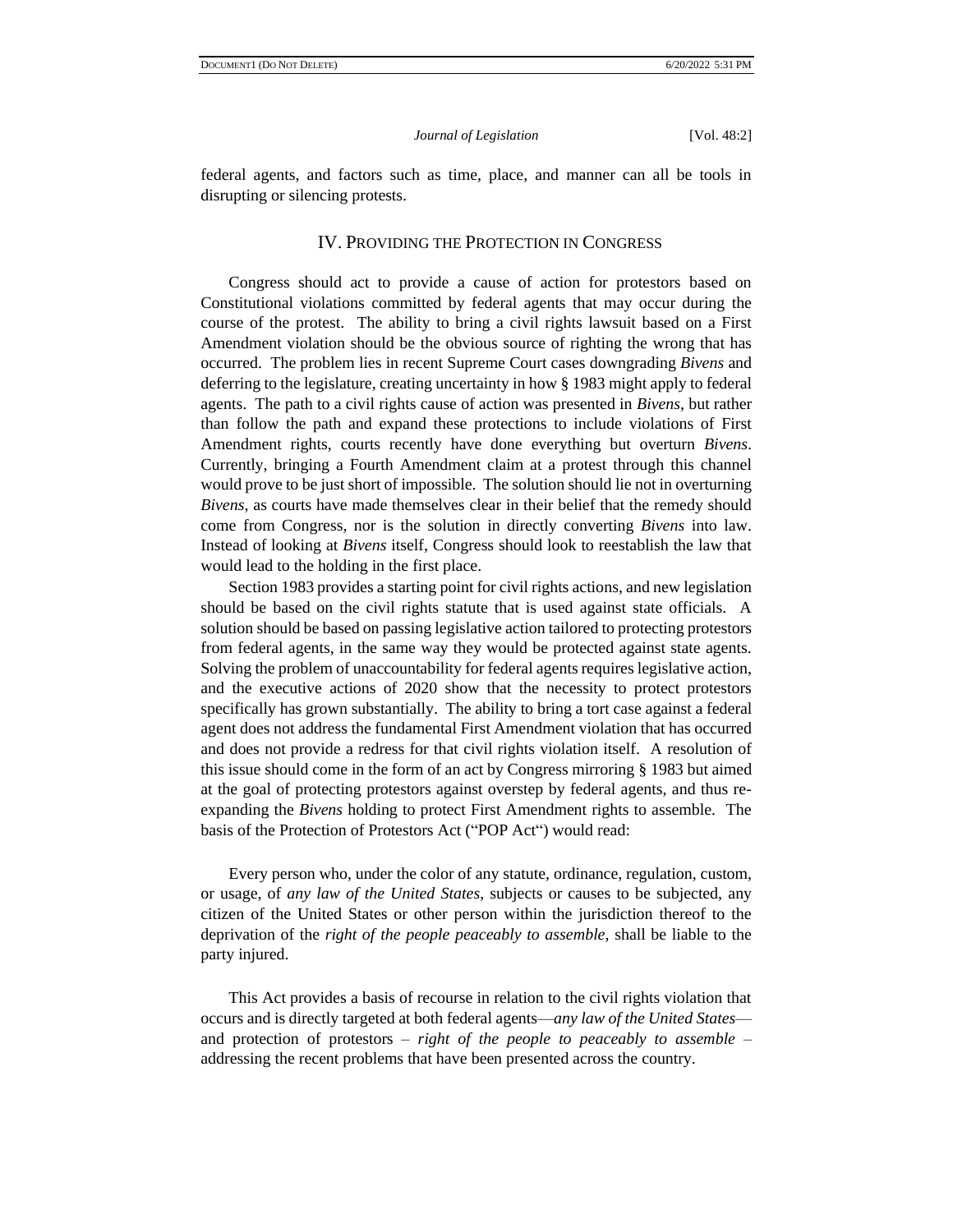federal agents, and factors such as time, place, and manner can all be tools in disrupting or silencing protests.

## IV. PROVIDING THE PROTECTION IN CONGRESS

Congress should act to provide a cause of action for protestors based on Constitutional violations committed by federal agents that may occur during the course of the protest. The ability to bring a civil rights lawsuit based on a First Amendment violation should be the obvious source of righting the wrong that has occurred. The problem lies in recent Supreme Court cases downgrading *Bivens* and deferring to the legislature, creating uncertainty in how § 1983 might apply to federal agents. The path to a civil rights cause of action was presented in *Bivens*, but rather than follow the path and expand these protections to include violations of First Amendment rights, courts recently have done everything but overturn *Bivens*. Currently, bringing a Fourth Amendment claim at a protest through this channel would prove to be just short of impossible. The solution should lie not in overturning *Bivens*, as courts have made themselves clear in their belief that the remedy should come from Congress, nor is the solution in directly converting *Bivens* into law. Instead of looking at *Bivens* itself, Congress should look to reestablish the law that would lead to the holding in the first place.

Section 1983 provides a starting point for civil rights actions, and new legislation should be based on the civil rights statute that is used against state officials. A solution should be based on passing legislative action tailored to protecting protestors from federal agents, in the same way they would be protected against state agents. Solving the problem of unaccountability for federal agents requires legislative action, and the executive actions of 2020 show that the necessity to protect protestors specifically has grown substantially. The ability to bring a tort case against a federal agent does not address the fundamental First Amendment violation that has occurred and does not provide a redress for that civil rights violation itself. A resolution of this issue should come in the form of an act by Congress mirroring § 1983 but aimed at the goal of protecting protestors against overstep by federal agents, and thus re-expanding the *Bivens* holding to protect First Amendment rights to assemble. The basis of the Protection of Protestors Act ("POP Act") would read:

> Every person who, under the color of any statute, ordinance, regulation, custom, or usage, of *any law of the United States*, subjects or causes to be subjected, any citizen of the United States or other person within the jurisdiction thereof to the deprivation of the *right of the people peaceably to assemble*, shall be liable to the party injured.

This Act provides a basis of recourse in relation to the civil rights violation that occurs and is directly targeted at both federal agents—*any law of the United States*—and protection of protestors – *right of the people to peaceably to assemble* – addressing the recent problems that have been presented across the country.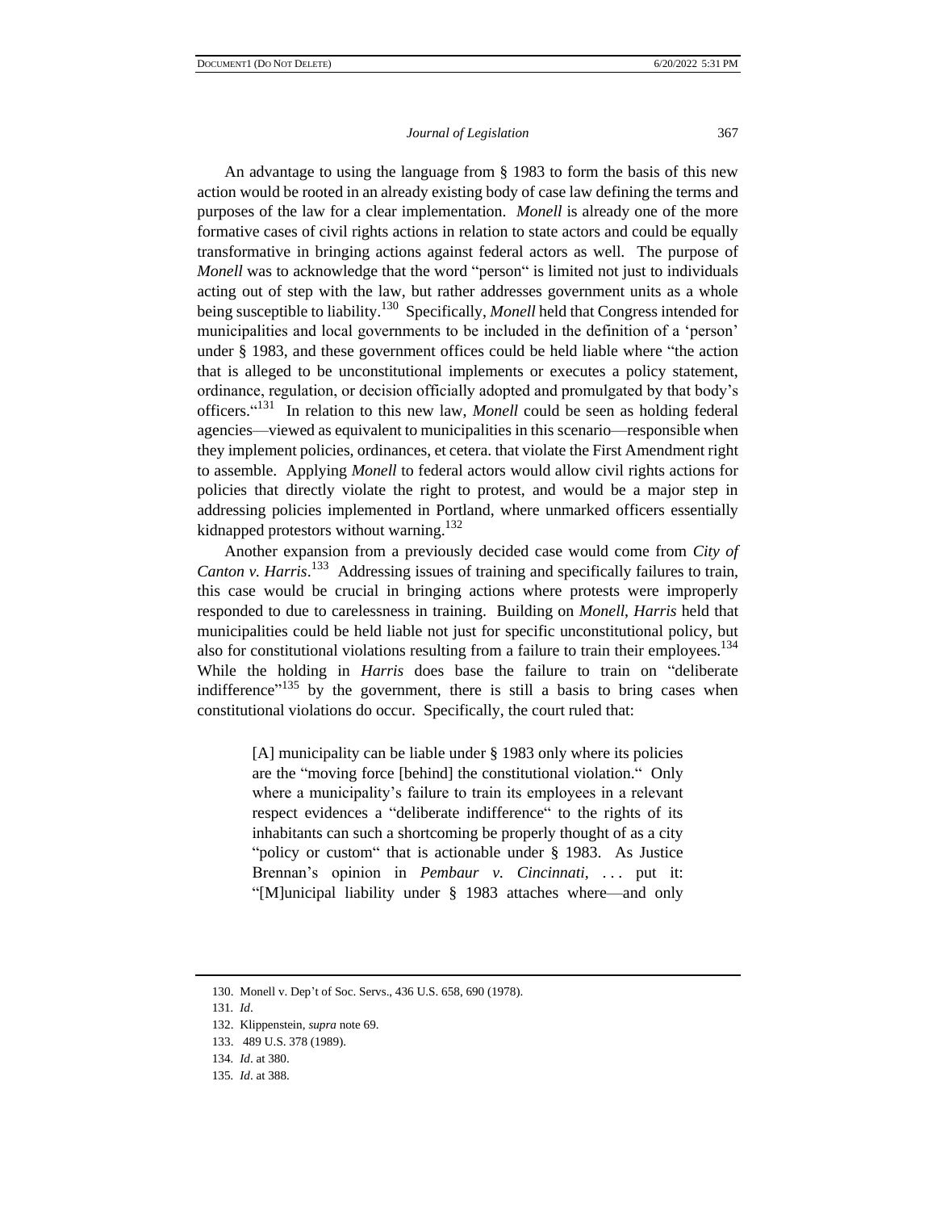An advantage to using the language from § 1983 to form the basis of this new action would be rooted in an already existing body of case law defining the terms and purposes of the law for a clear implementation. *Monell* is already one of the more formative cases of civil rights actions in relation to state actors and could be equally transformative in bringing actions against federal actors as well. The purpose of *Monell* was to acknowledge that the word "person" is limited not just to individuals acting out of step with the law, but rather addresses government units as a whole being susceptible to liability.[130] Specifically, *Monell* held that Congress intended for municipalities and local governments to be included in the definition of a 'person' under § 1983, and these government offices could be held liable where "the action that is alleged to be unconstitutional implements or executes a policy statement, ordinance, regulation, or decision officially adopted and promulgated by that body's officers."[131] In relation to this new law, *Monell* could be seen as holding federal agencies—viewed as equivalent to municipalities in this scenario—responsible when they implement policies, ordinances, et cetera. that violate the First Amendment right to assemble. Applying *Monell* to federal actors would allow civil rights actions for policies that directly violate the right to protest, and would be a major step in addressing policies implemented in Portland, where unmarked officers essentially kidnapped protestors without warning.[132]

Another expansion from a previously decided case would come from *City of Canton v. Harris*.[133] Addressing issues of training and specifically failures to train, this case would be crucial in bringing actions where protests were improperly responded to due to carelessness in training. Building on *Monell*, *Harris* held that municipalities could be held liable not just for specific unconstitutional policy, but also for constitutional violations resulting from a failure to train their employees.[134] While the holding in *Harris* does base the failure to train on "deliberate indifference"[135] by the government, there is still a basis to bring cases when constitutional violations do occur. Specifically, the court ruled that:

> [A] municipality can be liable under § 1983 only where its policies are the "moving force [behind] the constitutional violation." Only where a municipality's failure to train its employees in a relevant respect evidences a "deliberate indifference" to the rights of its inhabitants can such a shortcoming be properly thought of as a city "policy or custom" that is actionable under § 1983. As Justice Brennan's opinion in *Pembaur v. Cincinnati*, . . . put it: "[M]unicipal liability under § 1983 attaches where—and only

---

130. Monell v. Dep't of Soc. Servs., 436 U.S. 658, 690 (1978).

131. *Id*.

132. Klippenstein, *supra* note 69.

133. 489 U.S. 378 (1989).

134. *Id*. at 380.

135. *Id*. at 388.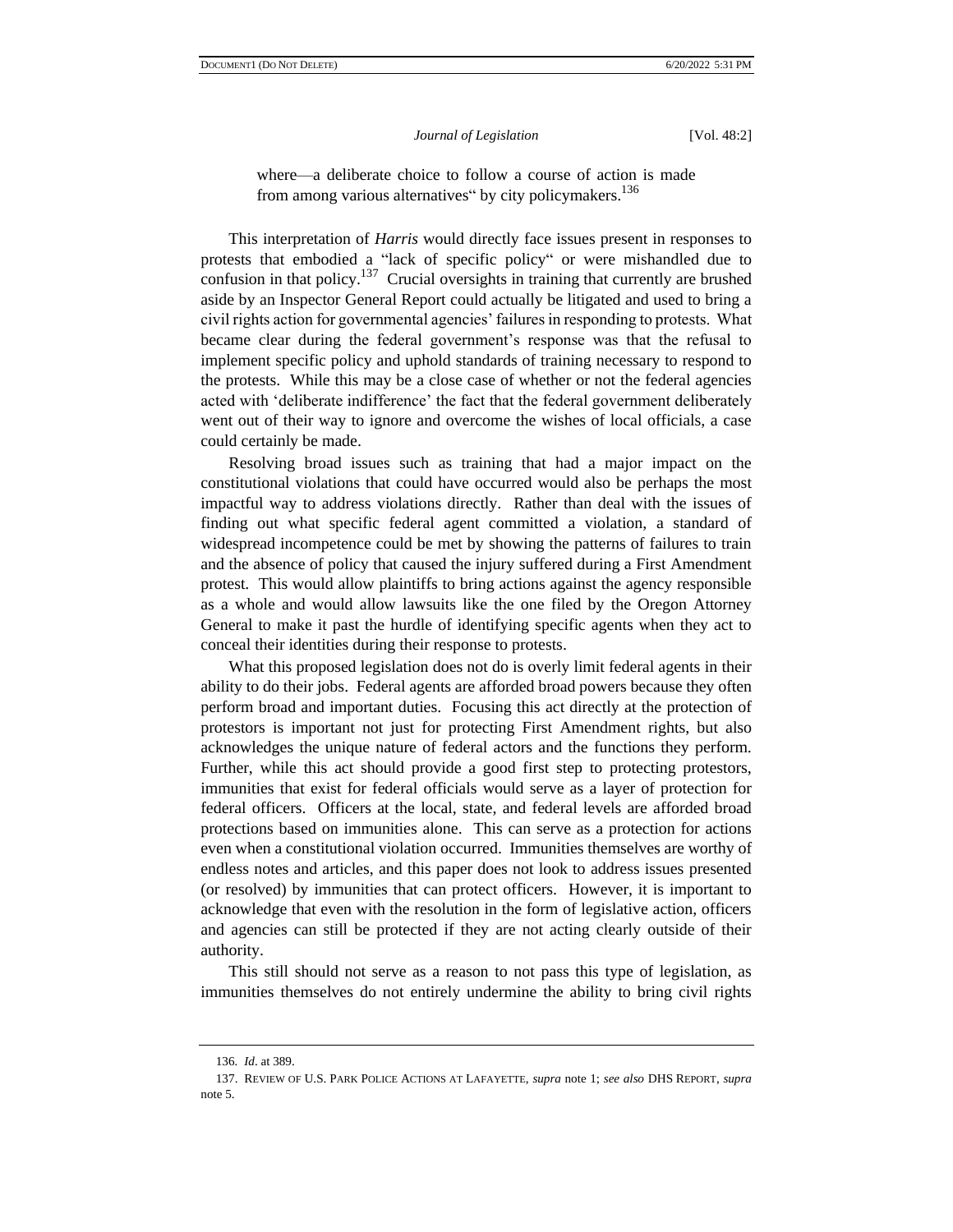where—a deliberate choice to follow a course of action is made from among various alternatives" by city policymakers.[136]

This interpretation of *Harris* would directly face issues present in responses to protests that embodied a "lack of specific policy" or were mishandled due to confusion in that policy.[137] Crucial oversights in training that currently are brushed aside by an Inspector General Report could actually be litigated and used to bring a civil rights action for governmental agencies' failures in responding to protests. What became clear during the federal government's response was that the refusal to implement specific policy and uphold standards of training necessary to respond to the protests. While this may be a close case of whether or not the federal agencies acted with 'deliberate indifference' the fact that the federal government deliberately went out of their way to ignore and overcome the wishes of local officials, a case could certainly be made.

Resolving broad issues such as training that had a major impact on the constitutional violations that could have occurred would also be perhaps the most impactful way to address violations directly. Rather than deal with the issues of finding out what specific federal agent committed a violation, a standard of widespread incompetence could be met by showing the patterns of failures to train and the absence of policy that caused the injury suffered during a First Amendment protest. This would allow plaintiffs to bring actions against the agency responsible as a whole and would allow lawsuits like the one filed by the Oregon Attorney General to make it past the hurdle of identifying specific agents when they act to conceal their identities during their response to protests.

What this proposed legislation does not do is overly limit federal agents in their ability to do their jobs. Federal agents are afforded broad powers because they often perform broad and important duties. Focusing this act directly at the protection of protestors is important not just for protecting First Amendment rights, but also acknowledges the unique nature of federal actors and the functions they perform. Further, while this act should provide a good first step to protecting protestors, immunities that exist for federal officials would serve as a layer of protection for federal officers. Officers at the local, state, and federal levels are afforded broad protections based on immunities alone. This can serve as a protection for actions even when a constitutional violation occurred. Immunities themselves are worthy of endless notes and articles, and this paper does not look to address issues presented (or resolved) by immunities that can protect officers. However, it is important to acknowledge that even with the resolution in the form of legislative action, officers and agencies can still be protected if they are not acting clearly outside of their authority.

This still should not serve as a reason to not pass this type of legislation, as immunities themselves do not entirely undermine the ability to bring civil rights

---

136. *Id*. at 389.

137. REVIEW OF U.S. PARK POLICE ACTIONS AT LAFAYETTE, *supra* note 1; *see also* DHS REPORT, *supra* note 5.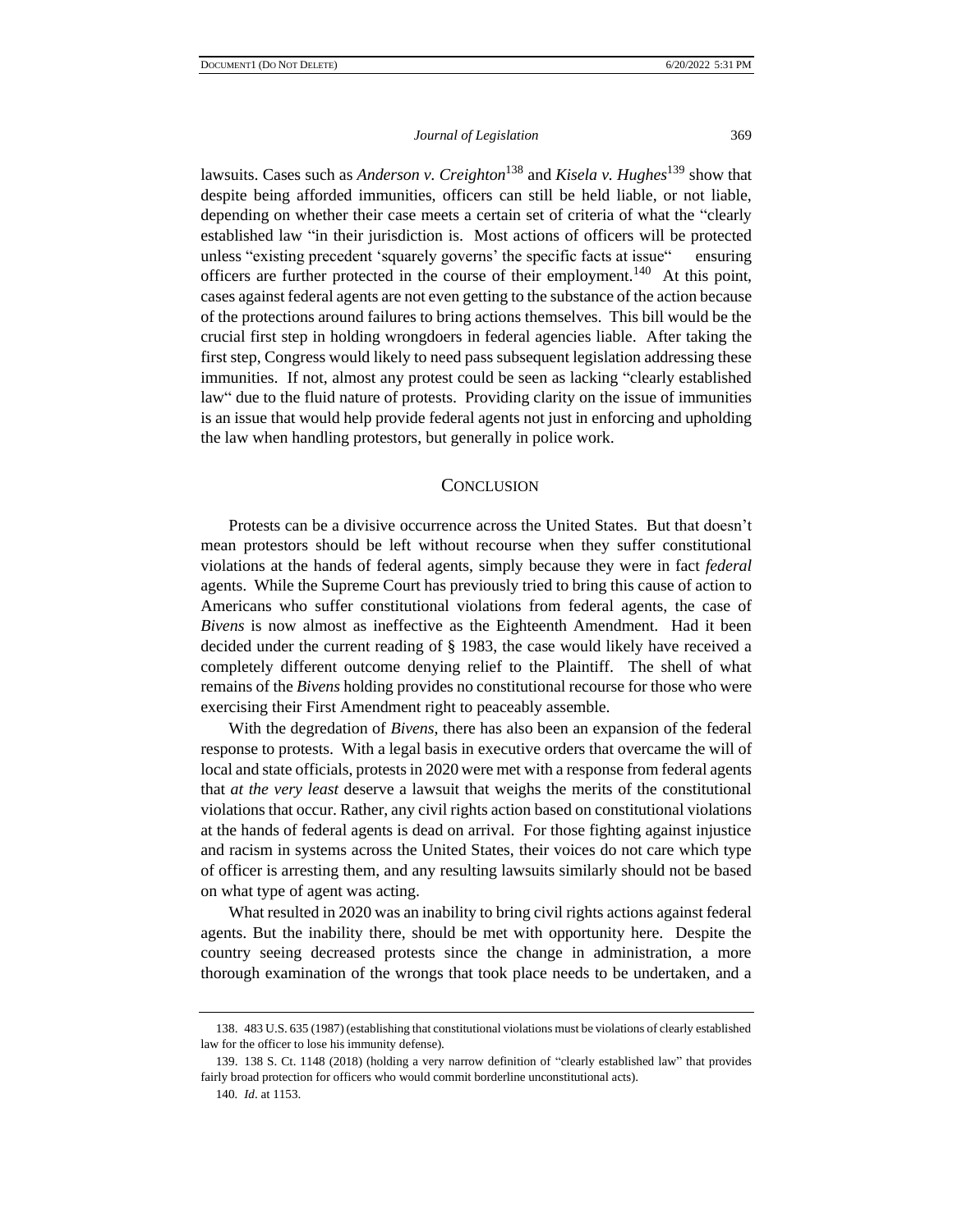lawsuits. Cases such as *Anderson v. Creighton*[138] and *Kisela v. Hughes*[139] show that despite being afforded immunities, officers can still be held liable, or not liable, depending on whether their case meets a certain set of criteria of what the "clearly established law "in their jurisdiction is. Most actions of officers will be protected unless "existing precedent 'squarely governs' the specific facts at issue" ensuring officers are further protected in the course of their employment.[140] At this point, cases against federal agents are not even getting to the substance of the action because of the protections around failures to bring actions themselves. This bill would be the crucial first step in holding wrongdoers in federal agencies liable. After taking the first step, Congress would likely to need pass subsequent legislation addressing these immunities. If not, almost any protest could be seen as lacking "clearly established law" due to the fluid nature of protests. Providing clarity on the issue of immunities is an issue that would help provide federal agents not just in enforcing and upholding the law when handling protestors, but generally in police work.

## CONCLUSION

Protests can be a divisive occurrence across the United States. But that doesn't mean protestors should be left without recourse when they suffer constitutional violations at the hands of federal agents, simply because they were in fact *federal* agents. While the Supreme Court has previously tried to bring this cause of action to Americans who suffer constitutional violations from federal agents, the case of *Bivens* is now almost as ineffective as the Eighteenth Amendment. Had it been decided under the current reading of § 1983, the case would likely have received a completely different outcome denying relief to the Plaintiff. The shell of what remains of the *Bivens* holding provides no constitutional recourse for those who were exercising their First Amendment right to peaceably assemble.

With the degredation of *Bivens*, there has also been an expansion of the federal response to protests. With a legal basis in executive orders that overcame the will of local and state officials, protests in 2020 were met with a response from federal agents that *at the very least* deserve a lawsuit that weighs the merits of the constitutional violations that occur. Rather, any civil rights action based on constitutional violations at the hands of federal agents is dead on arrival. For those fighting against injustice and racism in systems across the United States, their voices do not care which type of officer is arresting them, and any resulting lawsuits similarly should not be based on what type of agent was acting.

What resulted in 2020 was an inability to bring civil rights actions against federal agents. But the inability there, should be met with opportunity here. Despite the country seeing decreased protests since the change in administration, a more thorough examination of the wrongs that took place needs to be undertaken, and a

138. 483 U.S. 635 (1987) (establishing that constitutional violations must be violations of clearly established law for the officer to lose his immunity defense).

139. 138 S. Ct. 1148 (2018) (holding a very narrow definition of "clearly established law" that provides fairly broad protection for officers who would commit borderline unconstitutional acts).

140. *Id*. at 1153.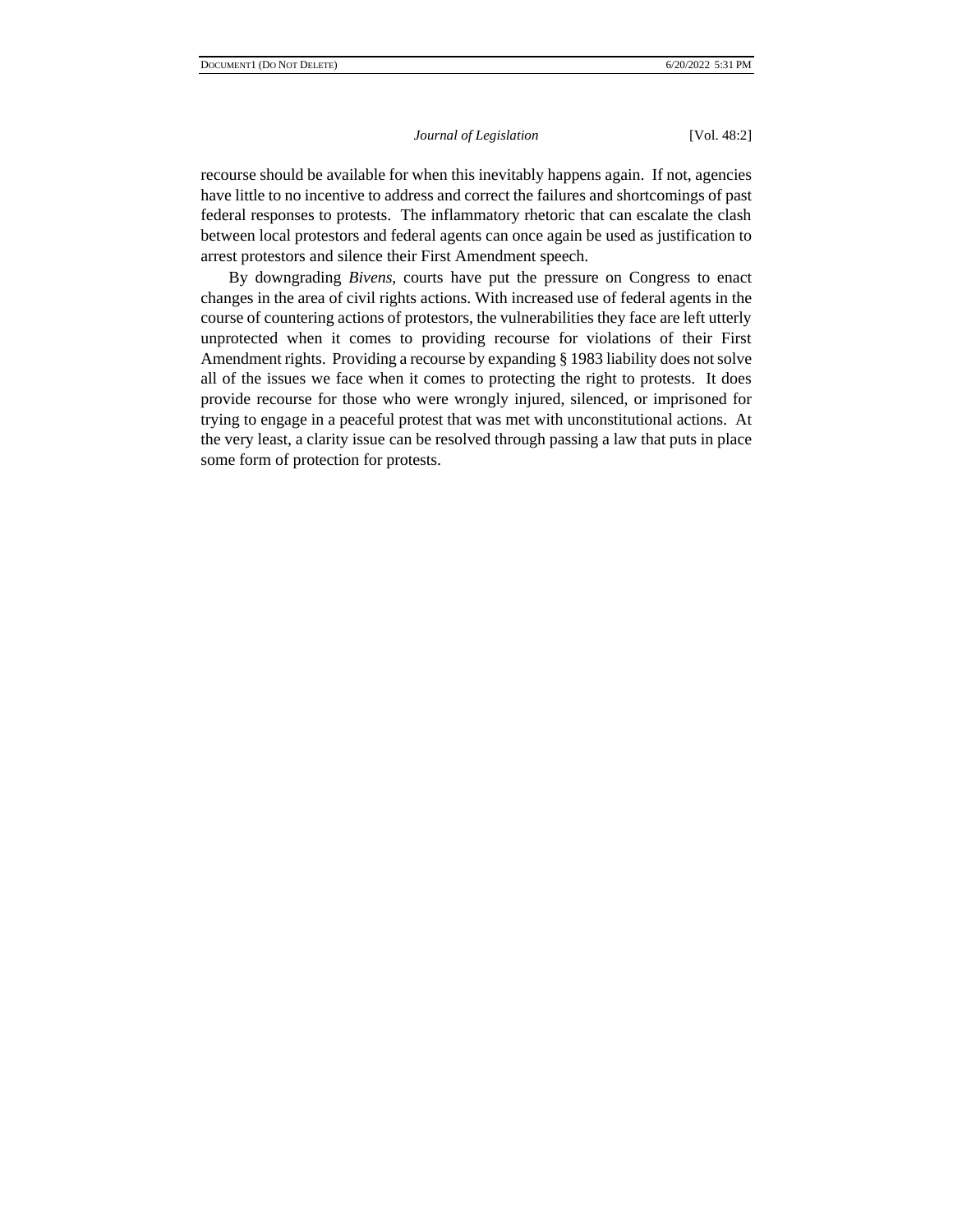recourse should be available for when this inevitably happens again. If not, agencies have little to no incentive to address and correct the failures and shortcomings of past federal responses to protests. The inflammatory rhetoric that can escalate the clash between local protestors and federal agents can once again be used as justification to arrest protestors and silence their First Amendment speech.

By downgrading *Bivens*, courts have put the pressure on Congress to enact changes in the area of civil rights actions. With increased use of federal agents in the course of countering actions of protestors, the vulnerabilities they face are left utterly unprotected when it comes to providing recourse for violations of their First Amendment rights. Providing a recourse by expanding § 1983 liability does not solve all of the issues we face when it comes to protecting the right to protests. It does provide recourse for those who were wrongly injured, silenced, or imprisoned for trying to engage in a peaceful protest that was met with unconstitutional actions. At the very least, a clarity issue can be resolved through passing a law that puts in place some form of protection for protests.